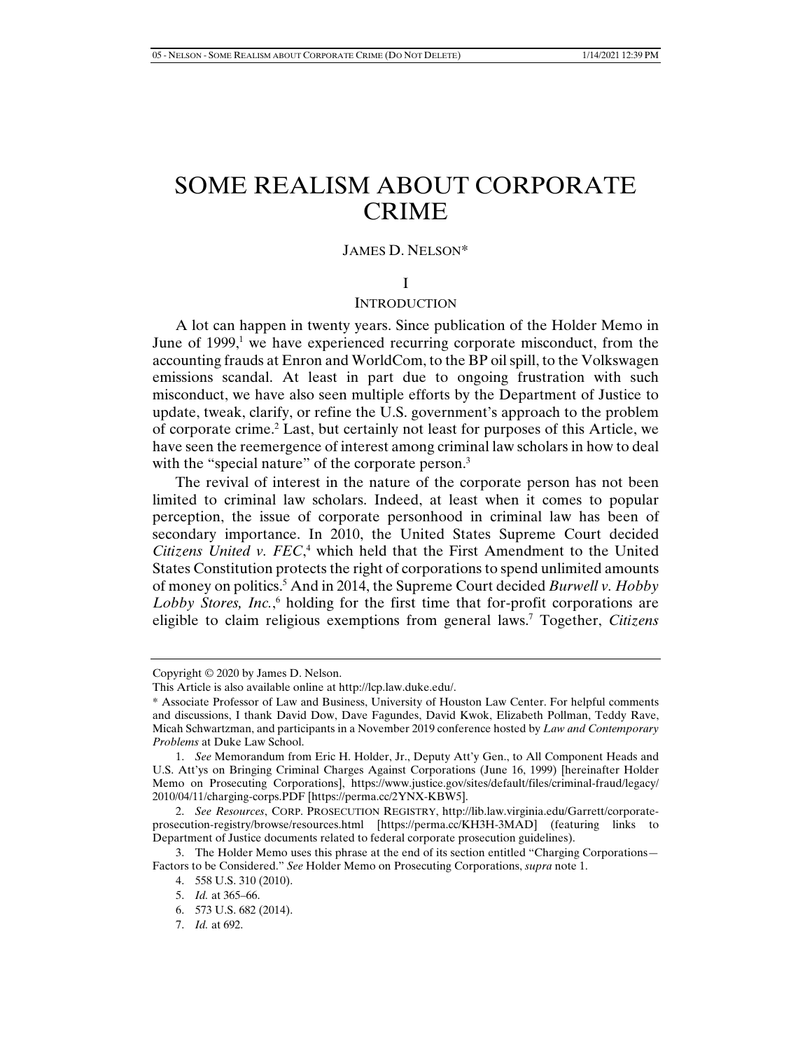# SOME REALISM ABOUT CORPORATE CRIME

JAMES D. NELSON*

## I

## INTRODUCTION

A lot can happen in twenty years. Since publication of the Holder Memo in June of 1999,[1] we have experienced recurring corporate misconduct, from the accounting frauds at Enron and WorldCom, to the BP oil spill, to the Volkswagen emissions scandal. At least in part due to ongoing frustration with such misconduct, we have also seen multiple efforts by the Department of Justice to update, tweak, clarify, or refine the U.S. government's approach to the problem of corporate crime.[2] Last, but certainly not least for purposes of this Article, we have seen the reemergence of interest among criminal law scholars in how to deal with the "special nature" of the corporate person.[3]

The revival of interest in the nature of the corporate person has not been limited to criminal law scholars. Indeed, at least when it comes to popular perception, the issue of corporate personhood in criminal law has been of secondary importance. In 2010, the United States Supreme Court decided *Citizens United v. FEC*,[4] which held that the First Amendment to the United States Constitution protects the right of corporations to spend unlimited amounts of money on politics.[5] And in 2014, the Supreme Court decided *Burwell v. Hobby Lobby Stores, Inc.*,[6] holding for the first time that for-profit corporations are eligible to claim religious exemptions from general laws.[7] Together, *Citizens*

---

Copyright © 2020 by James D. Nelson.

This Article is also available online at http://lcp.law.duke.edu/.

\* Associate Professor of Law and Business, University of Houston Law Center. For helpful comments and discussions, I thank David Dow, Dave Fagundes, David Kwok, Elizabeth Pollman, Teddy Rave, Micah Schwartzman, and participants in a November 2019 conference hosted by *Law and Contemporary Problems* at Duke Law School.

1. *See* Memorandum from Eric H. Holder, Jr., Deputy Att'y Gen., to All Component Heads and U.S. Att'ys on Bringing Criminal Charges Against Corporations (June 16, 1999) [hereinafter Holder Memo on Prosecuting Corporations], https://www.justice.gov/sites/default/files/criminal-fraud/legacy/2010/04/11/charging-corps.PDF [https://perma.cc/2YNX-KBW5].

2. *See Resources*, CORP. PROSECUTION REGISTRY, http://lib.law.virginia.edu/Garrett/corporate-prosecution-registry/browse/resources.html [https://perma.cc/KH3H-3MAD] (featuring links to Department of Justice documents related to federal corporate prosecution guidelines).

3. The Holder Memo uses this phrase at the end of its section entitled "Charging Corporations—Factors to be Considered." *See* Holder Memo on Prosecuting Corporations, *supra* note 1.

4. 558 U.S. 310 (2010).

5. *Id.* at 365–66.

6. 573 U.S. 682 (2014).

7. *Id.* at 692.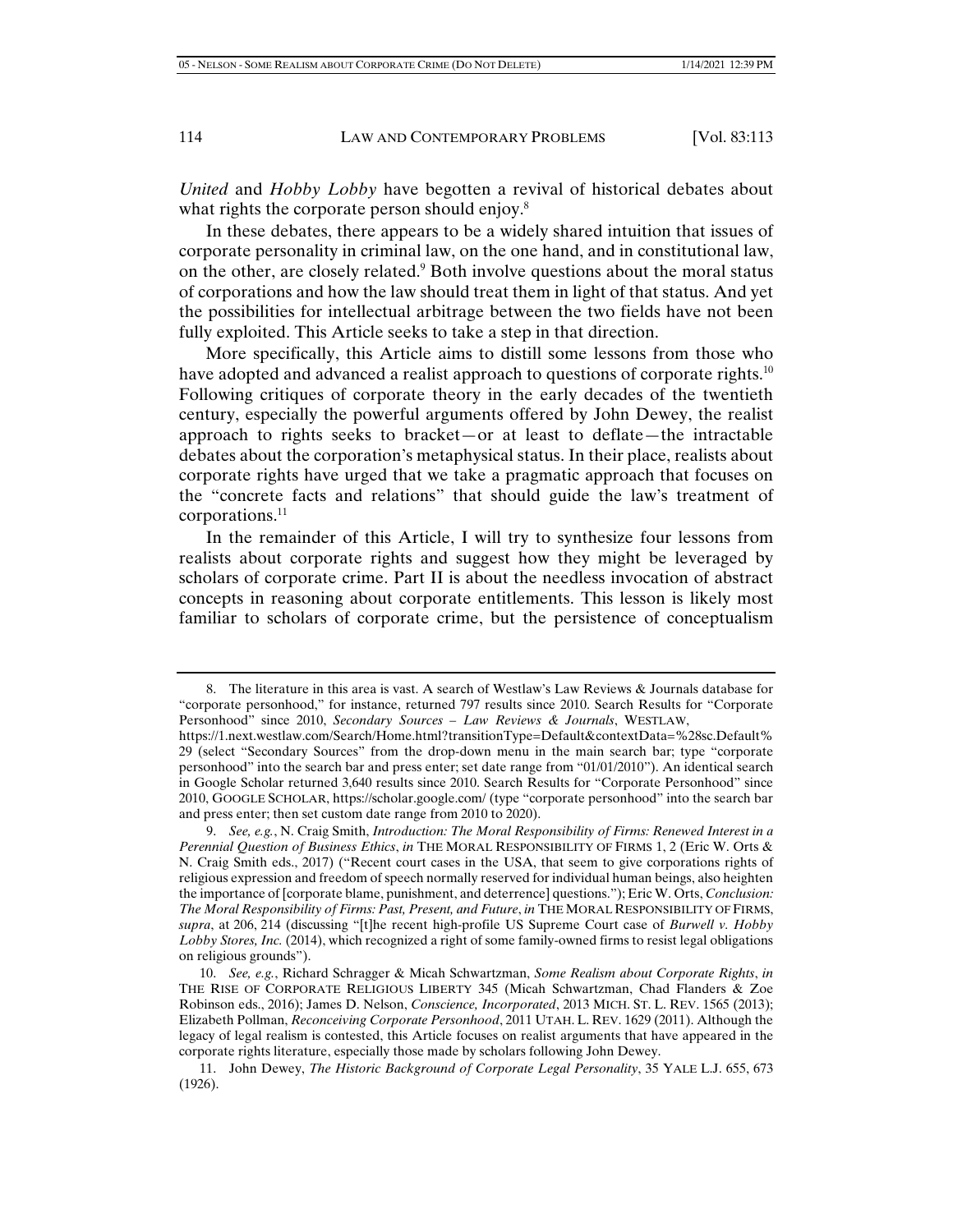*United* and *Hobby Lobby* have begotten a revival of historical debates about what rights the corporate person should enjoy.[8]

In these debates, there appears to be a widely shared intuition that issues of corporate personality in criminal law, on the one hand, and in constitutional law, on the other, are closely related.[9] Both involve questions about the moral status of corporations and how the law should treat them in light of that status. And yet the possibilities for intellectual arbitrage between the two fields have not been fully exploited. This Article seeks to take a step in that direction.

More specifically, this Article aims to distill some lessons from those who have adopted and advanced a realist approach to questions of corporate rights.[10] Following critiques of corporate theory in the early decades of the twentieth century, especially the powerful arguments offered by John Dewey, the realist approach to rights seeks to bracket—or at least to deflate—the intractable debates about the corporation's metaphysical status. In their place, realists about corporate rights have urged that we take a pragmatic approach that focuses on the "concrete facts and relations" that should guide the law's treatment of corporations.[11]

In the remainder of this Article, I will try to synthesize four lessons from realists about corporate rights and suggest how they might be leveraged by scholars of corporate crime. Part II is about the needless invocation of abstract concepts in reasoning about corporate entitlements. This lesson is likely most familiar to scholars of corporate crime, but the persistence of conceptualism

---

8. The literature in this area is vast. A search of Westlaw's Law Reviews & Journals database for "corporate personhood," for instance, returned 797 results since 2010. Search Results for "Corporate Personhood" since 2010, *Secondary Sources – Law Reviews & Journals*, WESTLAW, https://1.next.westlaw.com/Search/Home.html?transitionType=Default&contextData=%28sc.Default%29 (select "Secondary Sources" from the drop-down menu in the main search bar; type "corporate personhood" into the search bar and press enter; set date range from "01/01/2010"). An identical search in Google Scholar returned 3,640 results since 2010. Search Results for "Corporate Personhood" since 2010, GOOGLE SCHOLAR, https://scholar.google.com/ (type "corporate personhood" into the search bar and press enter; then set custom date range from 2010 to 2020).

9. *See, e.g.*, N. Craig Smith, *Introduction: The Moral Responsibility of Firms: Renewed Interest in a Perennial Question of Business Ethics*, *in* THE MORAL RESPONSIBILITY OF FIRMS 1, 2 (Eric W. Orts & N. Craig Smith eds., 2017) ("Recent court cases in the USA, that seem to give corporations rights of religious expression and freedom of speech normally reserved for individual human beings, also heighten the importance of [corporate blame, punishment, and deterrence] questions."); Eric W. Orts, *Conclusion: The Moral Responsibility of Firms: Past, Present, and Future*, *in* THE MORAL RESPONSIBILITY OF FIRMS, *supra*, at 206, 214 (discussing "[t]he recent high-profile US Supreme Court case of *Burwell v. Hobby Lobby Stores, Inc.* (2014), which recognized a right of some family-owned firms to resist legal obligations on religious grounds").

10. *See, e.g.*, Richard Schragger & Micah Schwartzman, *Some Realism about Corporate Rights*, *in* THE RISE OF CORPORATE RELIGIOUS LIBERTY 345 (Micah Schwartzman, Chad Flanders & Zoe Robinson eds., 2016); James D. Nelson, *Conscience, Incorporated*, 2013 MICH. ST. L. REV. 1565 (2013); Elizabeth Pollman, *Reconceiving Corporate Personhood*, 2011 UTAH. L. REV. 1629 (2011). Although the legacy of legal realism is contested, this Article focuses on realist arguments that have appeared in the corporate rights literature, especially those made by scholars following John Dewey.

11. John Dewey, *The Historic Background of Corporate Legal Personality*, 35 YALE L.J. 655, 673 (1926).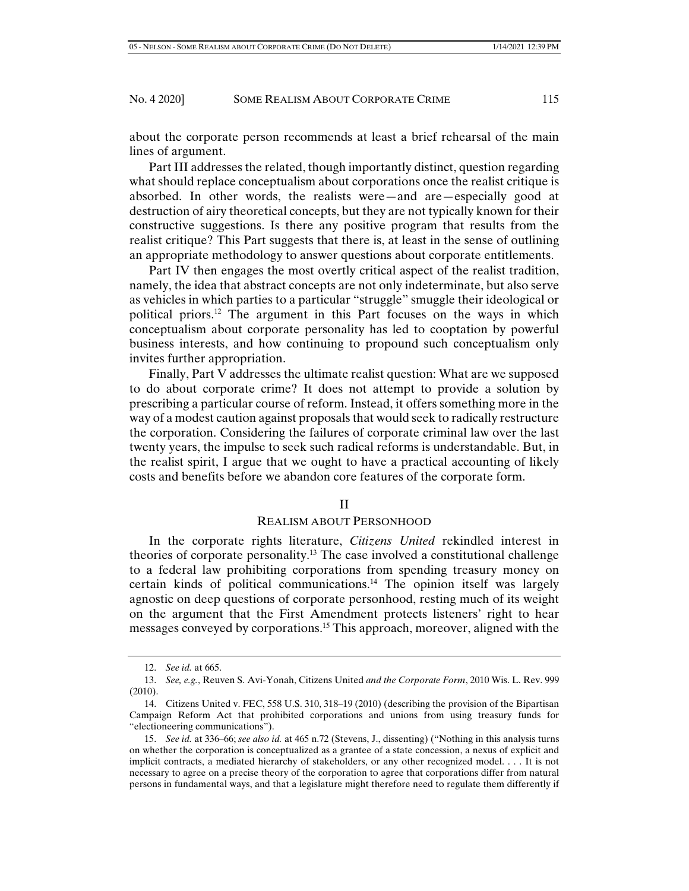about the corporate person recommends at least a brief rehearsal of the main lines of argument.

Part III addresses the related, though importantly distinct, question regarding what should replace conceptualism about corporations once the realist critique is absorbed. In other words, the realists were—and are—especially good at destruction of airy theoretical concepts, but they are not typically known for their constructive suggestions. Is there any positive program that results from the realist critique? This Part suggests that there is, at least in the sense of outlining an appropriate methodology to answer questions about corporate entitlements.

Part IV then engages the most overtly critical aspect of the realist tradition, namely, the idea that abstract concepts are not only indeterminate, but also serve as vehicles in which parties to a particular "struggle" smuggle their ideological or political priors.[12] The argument in this Part focuses on the ways in which conceptualism about corporate personality has led to cooptation by powerful business interests, and how continuing to propound such conceptualism only invites further appropriation.

Finally, Part V addresses the ultimate realist question: What are we supposed to do about corporate crime? It does not attempt to provide a solution by prescribing a particular course of reform. Instead, it offers something more in the way of a modest caution against proposals that would seek to radically restructure the corporation. Considering the failures of corporate criminal law over the last twenty years, the impulse to seek such radical reforms is understandable. But, in the realist spirit, I argue that we ought to have a practical accounting of likely costs and benefits before we abandon core features of the corporate form.

## II

## REALISM ABOUT PERSONHOOD

In the corporate rights literature, *Citizens United* rekindled interest in theories of corporate personality.[13] The case involved a constitutional challenge to a federal law prohibiting corporations from spending treasury money on certain kinds of political communications.[14] The opinion itself was largely agnostic on deep questions of corporate personhood, resting much of its weight on the argument that the First Amendment protects listeners' right to hear messages conveyed by corporations.[15] This approach, moreover, aligned with the

---

12. *See id.* at 665.

13. *See, e.g.*, Reuven S. Avi-Yonah, Citizens United *and the Corporate Form*, 2010 Wis. L. Rev. 999 (2010).

14. Citizens United v. FEC, 558 U.S. 310, 318–19 (2010) (describing the provision of the Bipartisan Campaign Reform Act that prohibited corporations and unions from using treasury funds for "electioneering communications").

15. *See id.* at 336–66; *see also id.* at 465 n.72 (Stevens, J., dissenting) ("Nothing in this analysis turns on whether the corporation is conceptualized as a grantee of a state concession, a nexus of explicit and implicit contracts, a mediated hierarchy of stakeholders, or any other recognized model. . . . It is not necessary to agree on a precise theory of the corporation to agree that corporations differ from natural persons in fundamental ways, and that a legislature might therefore need to regulate them differently if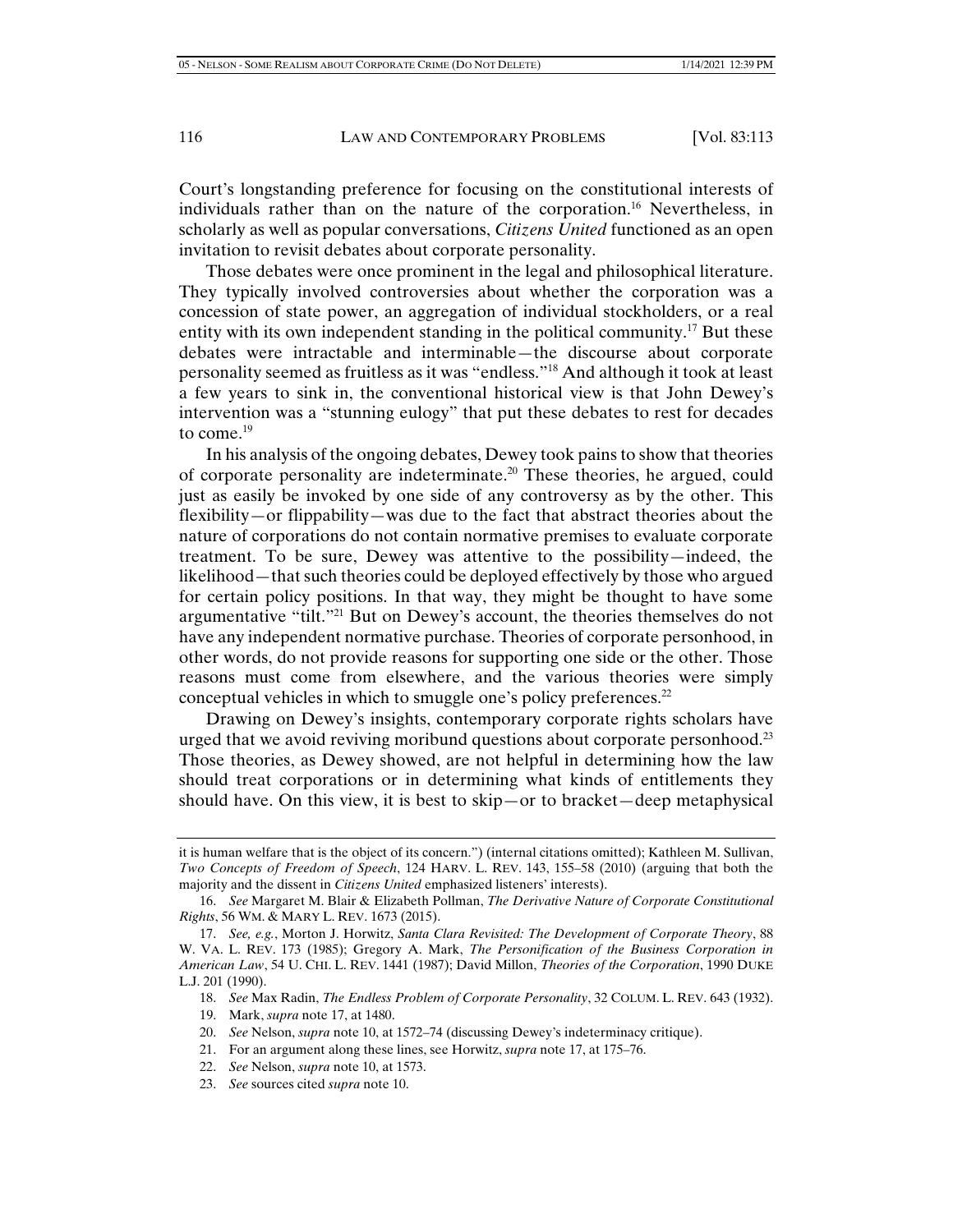Court's longstanding preference for focusing on the constitutional interests of individuals rather than on the nature of the corporation.[16] Nevertheless, in scholarly as well as popular conversations, *Citizens United* functioned as an open invitation to revisit debates about corporate personality.

Those debates were once prominent in the legal and philosophical literature. They typically involved controversies about whether the corporation was a concession of state power, an aggregation of individual stockholders, or a real entity with its own independent standing in the political community.[17] But these debates were intractable and interminable—the discourse about corporate personality seemed as fruitless as it was "endless."[18] And although it took at least a few years to sink in, the conventional historical view is that John Dewey's intervention was a "stunning eulogy" that put these debates to rest for decades to come.[19]

In his analysis of the ongoing debates, Dewey took pains to show that theories of corporate personality are indeterminate.[20] These theories, he argued, could just as easily be invoked by one side of any controversy as by the other. This flexibility—or flippability—was due to the fact that abstract theories about the nature of corporations do not contain normative premises to evaluate corporate treatment. To be sure, Dewey was attentive to the possibility—indeed, the likelihood—that such theories could be deployed effectively by those who argued for certain policy positions. In that way, they might be thought to have some argumentative "tilt."[21] But on Dewey's account, the theories themselves do not have any independent normative purchase. Theories of corporate personhood, in other words, do not provide reasons for supporting one side or the other. Those reasons must come from elsewhere, and the various theories were simply conceptual vehicles in which to smuggle one's policy preferences.[22]

Drawing on Dewey's insights, contemporary corporate rights scholars have urged that we avoid reviving moribund questions about corporate personhood.[23] Those theories, as Dewey showed, are not helpful in determining how the law should treat corporations or in determining what kinds of entitlements they should have. On this view, it is best to skip—or to bracket—deep metaphysical

---

it is human welfare that is the object of its concern.") (internal citations omitted); Kathleen M. Sullivan, *Two Concepts of Freedom of Speech*, 124 HARV. L. REV. 143, 155–58 (2010) (arguing that both the majority and the dissent in *Citizens United* emphasized listeners' interests).

16. *See* Margaret M. Blair & Elizabeth Pollman, *The Derivative Nature of Corporate Constitutional Rights*, 56 WM. & MARY L. REV. 1673 (2015).

17. *See, e.g.*, Morton J. Horwitz, *Santa Clara Revisited: The Development of Corporate Theory*, 88 W. VA. L. REV. 173 (1985); Gregory A. Mark, *The Personification of the Business Corporation in American Law*, 54 U. CHI. L. REV. 1441 (1987); David Millon, *Theories of the Corporation*, 1990 DUKE L.J. 201 (1990).

18. *See* Max Radin, *The Endless Problem of Corporate Personality*, 32 COLUM. L. REV. 643 (1932).

19. Mark, *supra* note 17, at 1480.

20. *See* Nelson, *supra* note 10, at 1572–74 (discussing Dewey's indeterminacy critique).

21. For an argument along these lines, see Horwitz, *supra* note 17, at 175–76.

22. *See* Nelson, *supra* note 10, at 1573.

23. *See* sources cited *supra* note 10.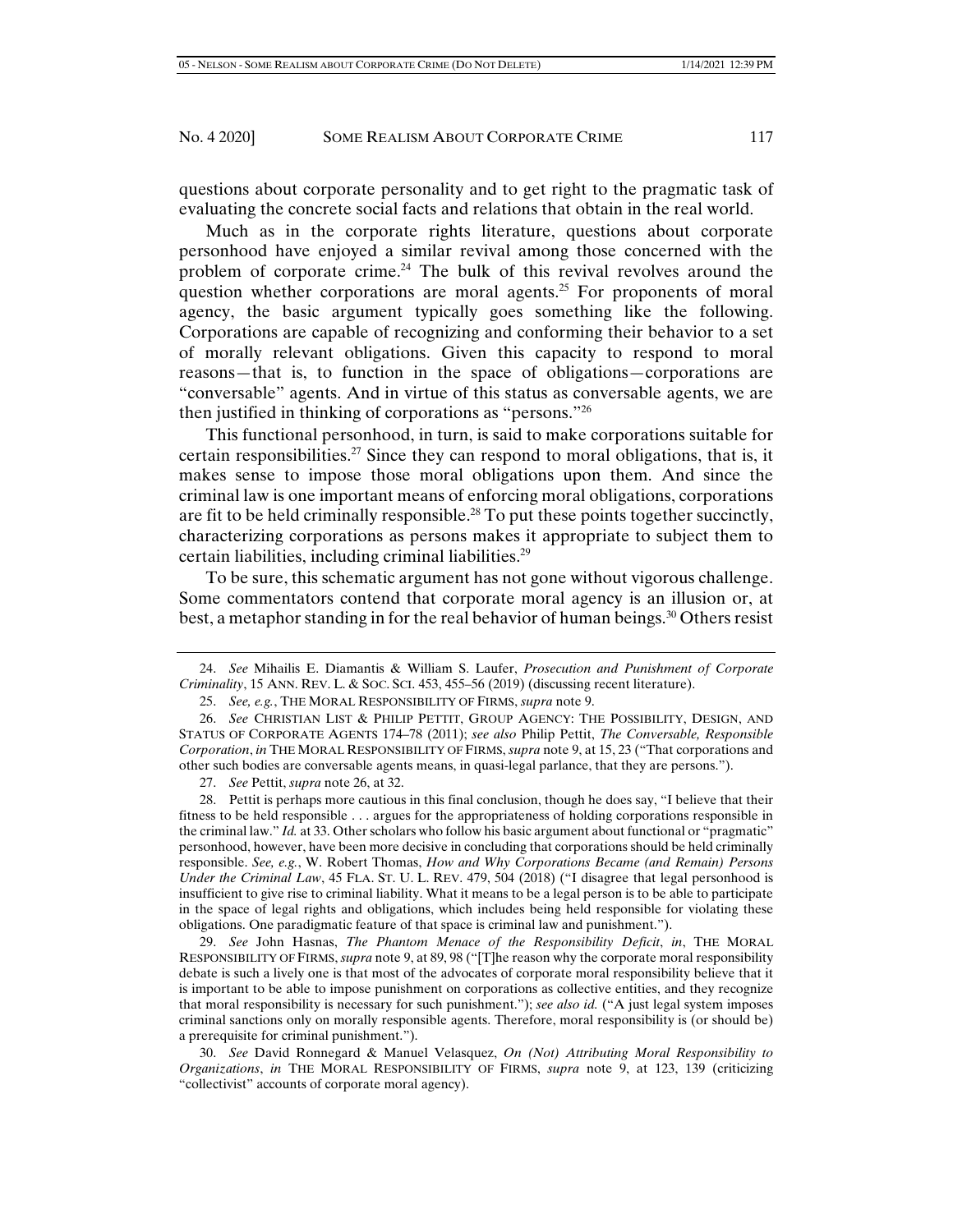questions about corporate personality and to get right to the pragmatic task of evaluating the concrete social facts and relations that obtain in the real world.

Much as in the corporate rights literature, questions about corporate personhood have enjoyed a similar revival among those concerned with the problem of corporate crime.[24] The bulk of this revival revolves around the question whether corporations are moral agents.[25] For proponents of moral agency, the basic argument typically goes something like the following. Corporations are capable of recognizing and conforming their behavior to a set of morally relevant obligations. Given this capacity to respond to moral reasons—that is, to function in the space of obligations—corporations are "conversable" agents. And in virtue of this status as conversable agents, we are then justified in thinking of corporations as "persons."[26]

This functional personhood, in turn, is said to make corporations suitable for certain responsibilities.[27] Since they can respond to moral obligations, that is, it makes sense to impose those moral obligations upon them. And since the criminal law is one important means of enforcing moral obligations, corporations are fit to be held criminally responsible.[28] To put these points together succinctly, characterizing corporations as persons makes it appropriate to subject them to certain liabilities, including criminal liabilities.[29]

To be sure, this schematic argument has not gone without vigorous challenge. Some commentators contend that corporate moral agency is an illusion or, at best, a metaphor standing in for the real behavior of human beings.[30] Others resist

---

24. *See* Mihailis E. Diamantis & William S. Laufer, *Prosecution and Punishment of Corporate Criminality*, 15 ANN. REV. L. & SOC. SCI. 453, 455–56 (2019) (discussing recent literature).

25. *See, e.g.*, THE MORAL RESPONSIBILITY OF FIRMS, *supra* note 9.

26. *See* CHRISTIAN LIST & PHILIP PETTIT, GROUP AGENCY: THE POSSIBILITY, DESIGN, AND STATUS OF CORPORATE AGENTS 174–78 (2011); *see also* Philip Pettit, *The Conversable, Responsible Corporation*, *in* THE MORAL RESPONSIBILITY OF FIRMS, *supra* note 9, at 15, 23 ("That corporations and other such bodies are conversable agents means, in quasi-legal parlance, that they are persons.").

27. *See* Pettit, *supra* note 26, at 32.

28. Pettit is perhaps more cautious in this final conclusion, though he does say, "I believe that their fitness to be held responsible . . . argues for the appropriateness of holding corporations responsible in the criminal law." *Id.* at 33. Other scholars who follow his basic argument about functional or "pragmatic" personhood, however, have been more decisive in concluding that corporations should be held criminally responsible. *See, e.g.*, W. Robert Thomas, *How and Why Corporations Became (and Remain) Persons Under the Criminal Law*, 45 FLA. ST. U. L. REV. 479, 504 (2018) ("I disagree that legal personhood is insufficient to give rise to criminal liability. What it means to be a legal person is to be able to participate in the space of legal rights and obligations, which includes being held responsible for violating these obligations. One paradigmatic feature of that space is criminal law and punishment.").

29. *See* John Hasnas, *The Phantom Menace of the Responsibility Deficit*, *in*, THE MORAL RESPONSIBILITY OF FIRMS, *supra* note 9, at 89, 98 ("[T]he reason why the corporate moral responsibility debate is such a lively one is that most of the advocates of corporate moral responsibility believe that it is important to be able to impose punishment on corporations as collective entities, and they recognize that moral responsibility is necessary for such punishment."); *see also id.* ("A just legal system imposes criminal sanctions only on morally responsible agents. Therefore, moral responsibility is (or should be) a prerequisite for criminal punishment.").

30. *See* David Ronnegard & Manuel Velasquez, *On (Not) Attributing Moral Responsibility to Organizations*, *in* THE MORAL RESPONSIBILITY OF FIRMS, *supra* note 9, at 123, 139 (criticizing "collectivist" accounts of corporate moral agency).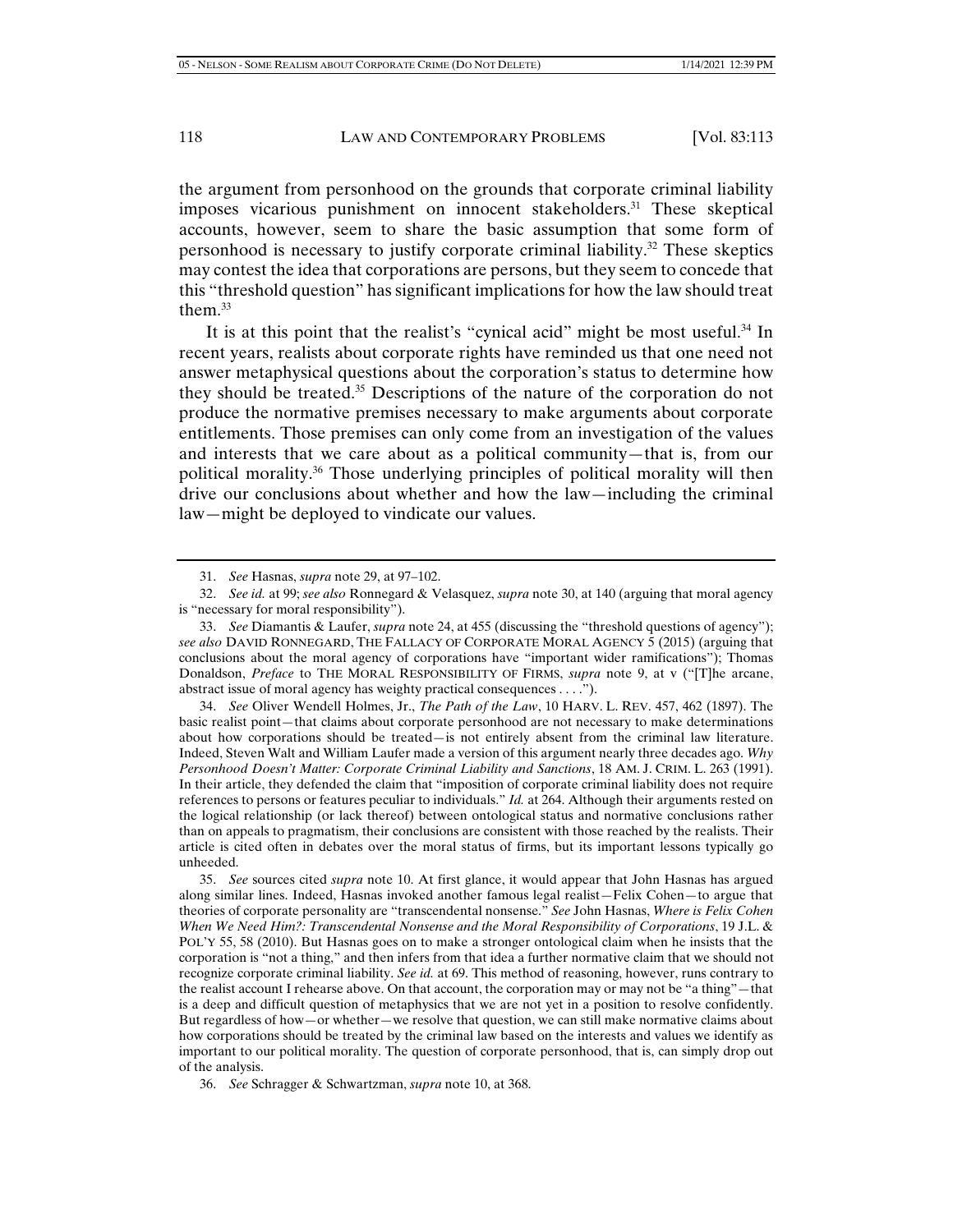the argument from personhood on the grounds that corporate criminal liability imposes vicarious punishment on innocent stakeholders.[31] These skeptical accounts, however, seem to share the basic assumption that some form of personhood is necessary to justify corporate criminal liability.[32] These skeptics may contest the idea that corporations are persons, but they seem to concede that this "threshold question" has significant implications for how the law should treat them.[33]

It is at this point that the realist's "cynical acid" might be most useful.[34] In recent years, realists about corporate rights have reminded us that one need not answer metaphysical questions about the corporation's status to determine how they should be treated.[35] Descriptions of the nature of the corporation do not produce the normative premises necessary to make arguments about corporate entitlements. Those premises can only come from an investigation of the values and interests that we care about as a political community—that is, from our political morality.[36] Those underlying principles of political morality will then drive our conclusions about whether and how the law—including the criminal law—might be deployed to vindicate our values.

---

31. *See* Hasnas, *supra* note 29, at 97–102.

32. *See id.* at 99; *see also* Ronnegard & Velasquez, *supra* note 30, at 140 (arguing that moral agency is "necessary for moral responsibility").

33. *See* Diamantis & Laufer, *supra* note 24, at 455 (discussing the "threshold questions of agency"); *see also* DAVID RONNEGARD, THE FALLACY OF CORPORATE MORAL AGENCY 5 (2015) (arguing that conclusions about the moral agency of corporations have "important wider ramifications"); Thomas Donaldson, *Preface* to THE MORAL RESPONSIBILITY OF FIRMS, *supra* note 9, at v ("[T]he arcane, abstract issue of moral agency has weighty practical consequences . . . .").

34. *See* Oliver Wendell Holmes, Jr., *The Path of the Law*, 10 HARV. L. REV. 457, 462 (1897). The basic realist point—that claims about corporate personhood are not necessary to make determinations about how corporations should be treated—is not entirely absent from the criminal law literature. Indeed, Steven Walt and William Laufer made a version of this argument nearly three decades ago. *Why Personhood Doesn't Matter: Corporate Criminal Liability and Sanctions*, 18 AM. J. CRIM. L. 263 (1991). In their article, they defended the claim that "imposition of corporate criminal liability does not require references to persons or features peculiar to individuals." *Id.* at 264. Although their arguments rested on the logical relationship (or lack thereof) between ontological status and normative conclusions rather than on appeals to pragmatism, their conclusions are consistent with those reached by the realists. Their article is cited often in debates over the moral status of firms, but its important lessons typically go unheeded.

35. *See* sources cited *supra* note 10. At first glance, it would appear that John Hasnas has argued along similar lines. Indeed, Hasnas invoked another famous legal realist—Felix Cohen—to argue that theories of corporate personality are "transcendental nonsense." *See* John Hasnas, *Where is Felix Cohen When We Need Him?: Transcendental Nonsense and the Moral Responsibility of Corporations*, 19 J.L. & POL'Y 55, 58 (2010). But Hasnas goes on to make a stronger ontological claim when he insists that the corporation is "not a thing," and then infers from that idea a further normative claim that we should not recognize corporate criminal liability. *See id.* at 69. This method of reasoning, however, runs contrary to the realist account I rehearse above. On that account, the corporation may or may not be "a thing"—that is a deep and difficult question of metaphysics that we are not yet in a position to resolve confidently. But regardless of how—or whether—we resolve that question, we can still make normative claims about how corporations should be treated by the criminal law based on the interests and values we identify as important to our political morality. The question of corporate personhood, that is, can simply drop out of the analysis.

36. *See* Schragger & Schwartzman, *supra* note 10, at 368.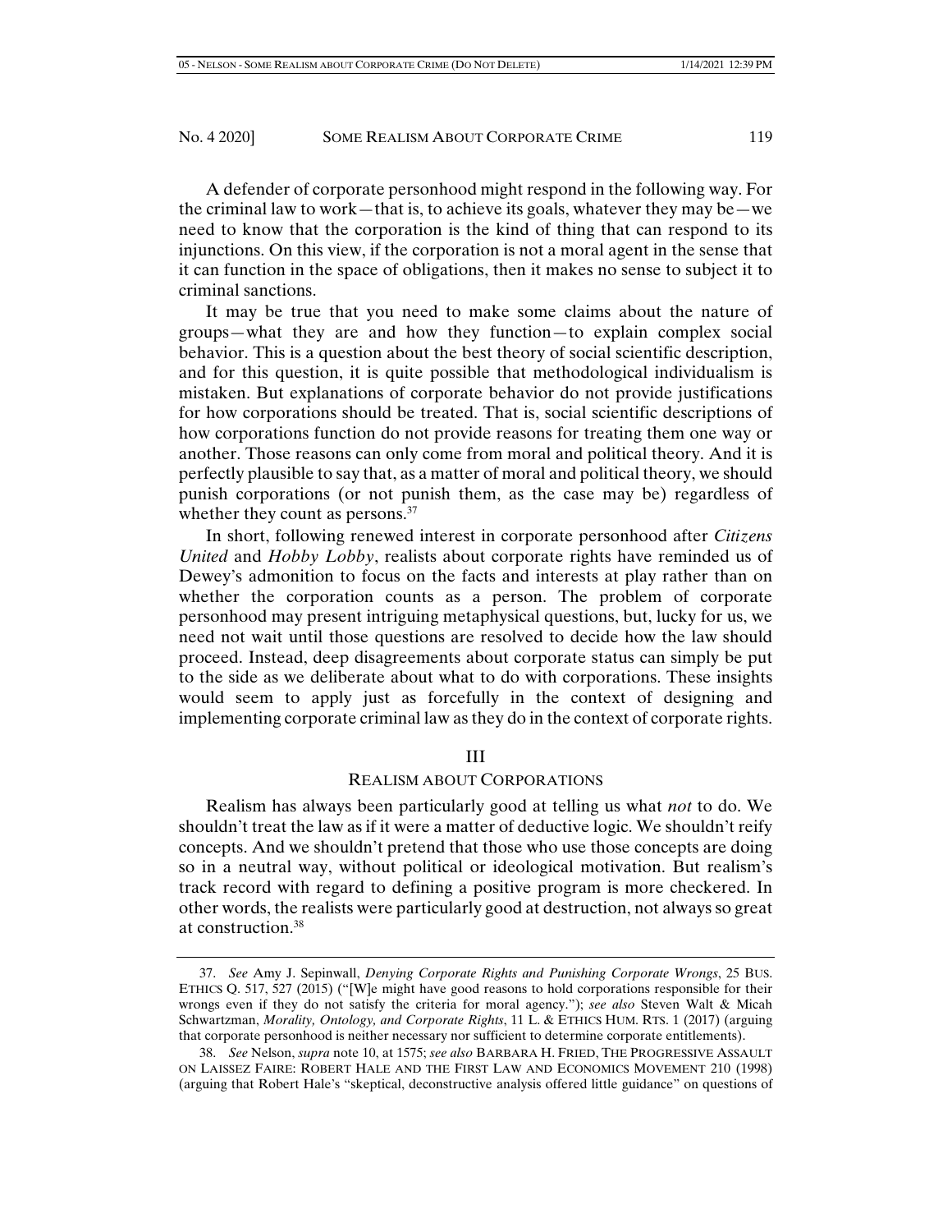A defender of corporate personhood might respond in the following way. For the criminal law to work—that is, to achieve its goals, whatever they may be—we need to know that the corporation is the kind of thing that can respond to its injunctions. On this view, if the corporation is not a moral agent in the sense that it can function in the space of obligations, then it makes no sense to subject it to criminal sanctions.

It may be true that you need to make some claims about the nature of groups—what they are and how they function—to explain complex social behavior. This is a question about the best theory of social scientific description, and for this question, it is quite possible that methodological individualism is mistaken. But explanations of corporate behavior do not provide justifications for how corporations should be treated. That is, social scientific descriptions of how corporations function do not provide reasons for treating them one way or another. Those reasons can only come from moral and political theory. And it is perfectly plausible to say that, as a matter of moral and political theory, we should punish corporations (or not punish them, as the case may be) regardless of whether they count as persons.[37]

In short, following renewed interest in corporate personhood after *Citizens United* and *Hobby Lobby*, realists about corporate rights have reminded us of Dewey's admonition to focus on the facts and interests at play rather than on whether the corporation counts as a person. The problem of corporate personhood may present intriguing metaphysical questions, but, lucky for us, we need not wait until those questions are resolved to decide how the law should proceed. Instead, deep disagreements about corporate status can simply be put to the side as we deliberate about what to do with corporations. These insights would seem to apply just as forcefully in the context of designing and implementing corporate criminal law as they do in the context of corporate rights.

## III

## REALISM ABOUT CORPORATIONS

Realism has always been particularly good at telling us what *not* to do. We shouldn't treat the law as if it were a matter of deductive logic. We shouldn't reify concepts. And we shouldn't pretend that those who use those concepts are doing so in a neutral way, without political or ideological motivation. But realism's track record with regard to defining a positive program is more checkered. In other words, the realists were particularly good at destruction, not always so great at construction.[38]

---

37. *See* Amy J. Sepinwall, *Denying Corporate Rights and Punishing Corporate Wrongs*, 25 BUS. ETHICS Q. 517, 527 (2015) ("[W]e might have good reasons to hold corporations responsible for their wrongs even if they do not satisfy the criteria for moral agency."); *see also* Steven Walt & Micah Schwartzman, *Morality, Ontology, and Corporate Rights*, 11 L. & ETHICS HUM. RTS. 1 (2017) (arguing that corporate personhood is neither necessary nor sufficient to determine corporate entitlements).

38. *See* Nelson, *supra* note 10, at 1575; *see also* BARBARA H. FRIED, THE PROGRESSIVE ASSAULT ON LAISSEZ FAIRE: ROBERT HALE AND THE FIRST LAW AND ECONOMICS MOVEMENT 210 (1998) (arguing that Robert Hale's "skeptical, deconstructive analysis offered little guidance" on questions of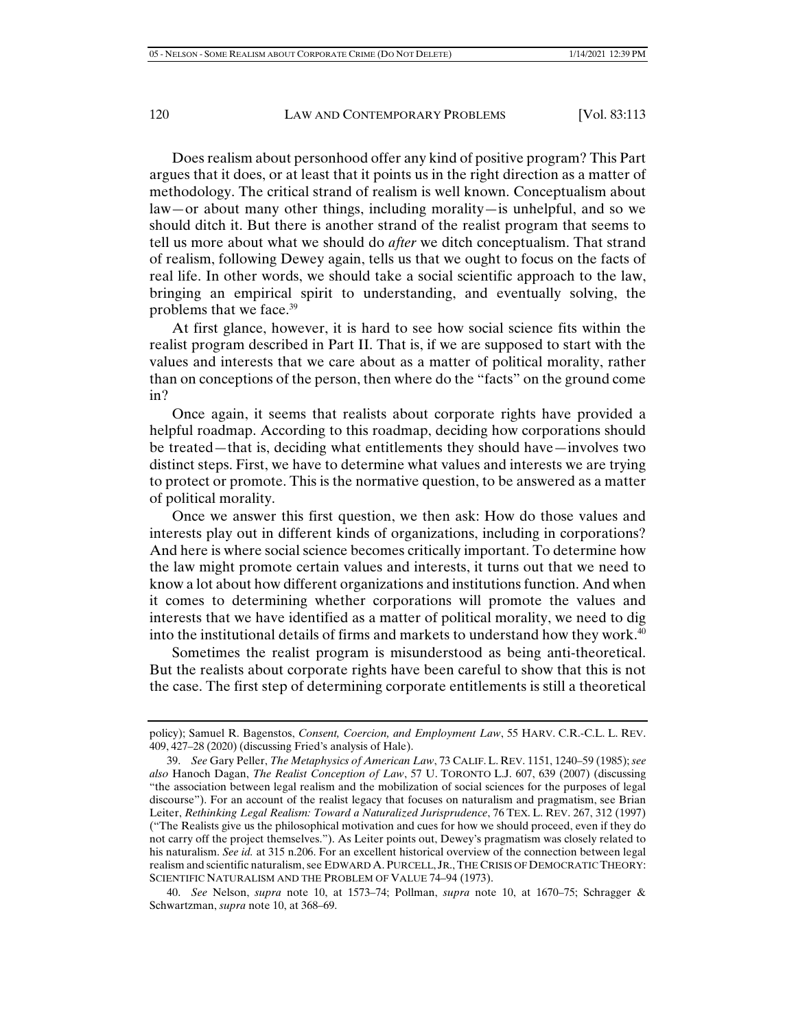Does realism about personhood offer any kind of positive program? This Part argues that it does, or at least that it points us in the right direction as a matter of methodology. The critical strand of realism is well known. Conceptualism about law—or about many other things, including morality—is unhelpful, and so we should ditch it. But there is another strand of the realist program that seems to tell us more about what we should do *after* we ditch conceptualism. That strand of realism, following Dewey again, tells us that we ought to focus on the facts of real life. In other words, we should take a social scientific approach to the law, bringing an empirical spirit to understanding, and eventually solving, the problems that we face.[39]

At first glance, however, it is hard to see how social science fits within the realist program described in Part II. That is, if we are supposed to start with the values and interests that we care about as a matter of political morality, rather than on conceptions of the person, then where do the "facts" on the ground come in?

Once again, it seems that realists about corporate rights have provided a helpful roadmap. According to this roadmap, deciding how corporations should be treated—that is, deciding what entitlements they should have—involves two distinct steps. First, we have to determine what values and interests we are trying to protect or promote. This is the normative question, to be answered as a matter of political morality.

Once we answer this first question, we then ask: How do those values and interests play out in different kinds of organizations, including in corporations? And here is where social science becomes critically important. To determine how the law might promote certain values and interests, it turns out that we need to know a lot about how different organizations and institutions function. And when it comes to determining whether corporations will promote the values and interests that we have identified as a matter of political morality, we need to dig into the institutional details of firms and markets to understand how they work.[40]

Sometimes the realist program is misunderstood as being anti-theoretical. But the realists about corporate rights have been careful to show that this is not the case. The first step of determining corporate entitlements is still a theoretical

---

policy); Samuel R. Bagenstos, *Consent, Coercion, and Employment Law*, 55 HARV. C.R.-C.L. L. REV. 409, 427–28 (2020) (discussing Fried's analysis of Hale).

39. *See* Gary Peller, *The Metaphysics of American Law*, 73 CALIF. L. REV. 1151, 1240–59 (1985); *see also* Hanoch Dagan, *The Realist Conception of Law*, 57 U. TORONTO L.J. 607, 639 (2007) (discussing "the association between legal realism and the mobilization of social sciences for the purposes of legal discourse"). For an account of the realist legacy that focuses on naturalism and pragmatism, see Brian Leiter, *Rethinking Legal Realism: Toward a Naturalized Jurisprudence*, 76 TEX. L. REV. 267, 312 (1997) ("The Realists give us the philosophical motivation and cues for how we should proceed, even if they do not carry off the project themselves."). As Leiter points out, Dewey's pragmatism was closely related to his naturalism. *See id.* at 315 n.206. For an excellent historical overview of the connection between legal realism and scientific naturalism, see EDWARD A. PURCELL, JR., THE CRISIS OF DEMOCRATIC THEORY: SCIENTIFIC NATURALISM AND THE PROBLEM OF VALUE 74–94 (1973).

40. *See* Nelson, *supra* note 10, at 1573–74; Pollman, *supra* note 10, at 1670–75; Schragger & Schwartzman, *supra* note 10, at 368–69.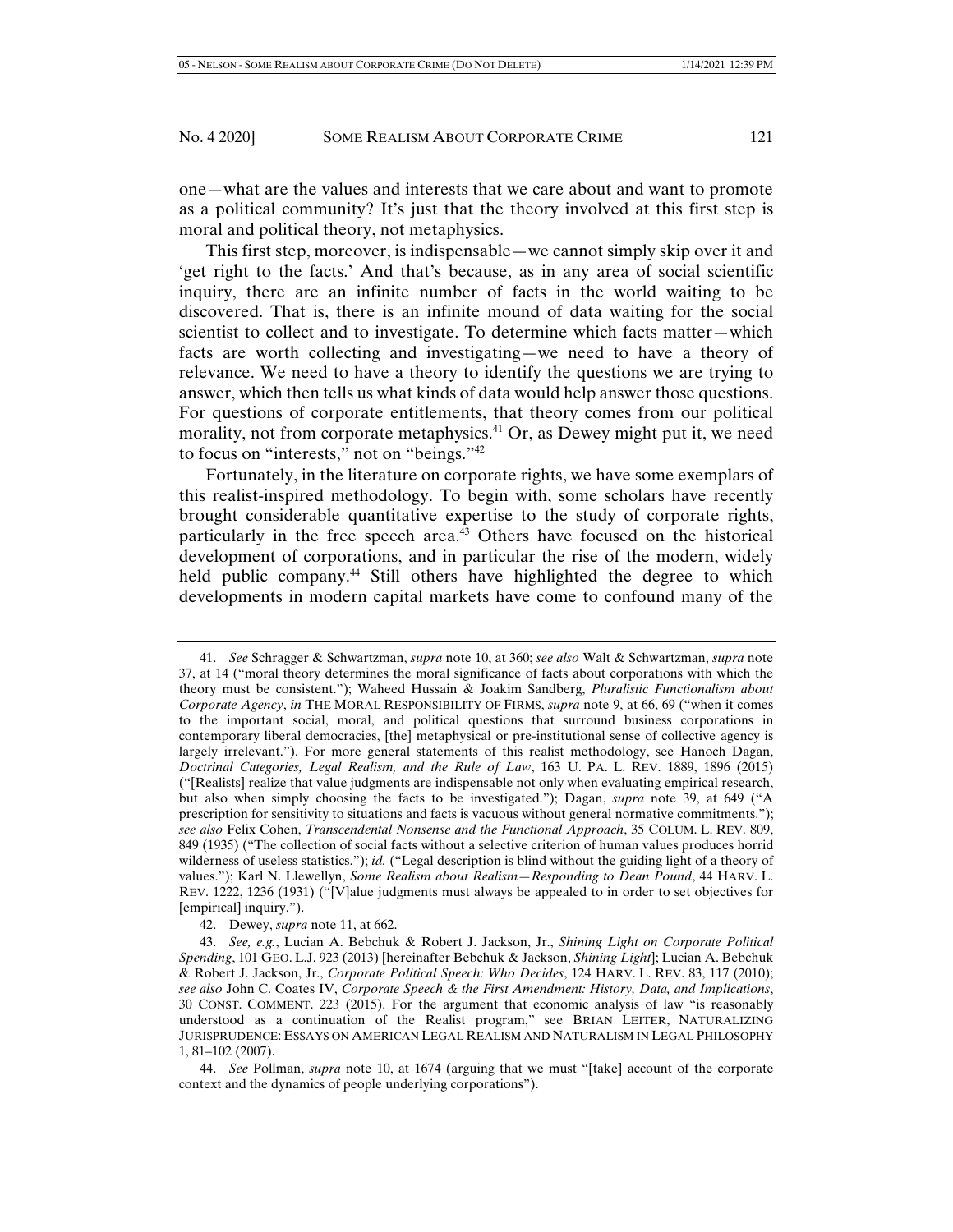one—what are the values and interests that we care about and want to promote as a political community? It's just that the theory involved at this first step is moral and political theory, not metaphysics.

This first step, moreover, is indispensable—we cannot simply skip over it and 'get right to the facts.' And that's because, as in any area of social scientific inquiry, there are an infinite number of facts in the world waiting to be discovered. That is, there is an infinite mound of data waiting for the social scientist to collect and to investigate. To determine which facts matter—which facts are worth collecting and investigating—we need to have a theory of relevance. We need to have a theory to identify the questions we are trying to answer, which then tells us what kinds of data would help answer those questions. For questions of corporate entitlements, that theory comes from our political morality, not from corporate metaphysics.[41] Or, as Dewey might put it, we need to focus on "interests," not on "beings."[42]

Fortunately, in the literature on corporate rights, we have some exemplars of this realist-inspired methodology. To begin with, some scholars have recently brought considerable quantitative expertise to the study of corporate rights, particularly in the free speech area.[43] Others have focused on the historical development of corporations, and in particular the rise of the modern, widely held public company.[44] Still others have highlighted the degree to which developments in modern capital markets have come to confound many of the

---

41. *See* Schragger & Schwartzman, *supra* note 10, at 360; *see also* Walt & Schwartzman, *supra* note 37, at 14 ("moral theory determines the moral significance of facts about corporations with which the theory must be consistent."); Waheed Hussain & Joakim Sandberg, *Pluralistic Functionalism about Corporate Agency*, *in* THE MORAL RESPONSIBILITY OF FIRMS, *supra* note 9, at 66, 69 ("when it comes to the important social, moral, and political questions that surround business corporations in contemporary liberal democracies, [the] metaphysical or pre-institutional sense of collective agency is largely irrelevant."). For more general statements of this realist methodology, see Hanoch Dagan, *Doctrinal Categories, Legal Realism, and the Rule of Law*, 163 U. PA. L. REV. 1889, 1896 (2015) ("[Realists] realize that value judgments are indispensable not only when evaluating empirical research, but also when simply choosing the facts to be investigated."); Dagan, *supra* note 39, at 649 ("A prescription for sensitivity to situations and facts is vacuous without general normative commitments."); *see also* Felix Cohen, *Transcendental Nonsense and the Functional Approach*, 35 COLUM. L. REV. 809, 849 (1935) ("The collection of social facts without a selective criterion of human values produces horrid wilderness of useless statistics."); *id.* ("Legal description is blind without the guiding light of a theory of values."); Karl N. Llewellyn, *Some Realism about Realism—Responding to Dean Pound*, 44 HARV. L. REV. 1222, 1236 (1931) ("[V]alue judgments must always be appealed to in order to set objectives for [empirical] inquiry.").

42. Dewey, *supra* note 11, at 662.

43. *See, e.g.*, Lucian A. Bebchuk & Robert J. Jackson, Jr., *Shining Light on Corporate Political Spending*, 101 GEO. L.J. 923 (2013) [hereinafter Bebchuk & Jackson, *Shining Light*]; Lucian A. Bebchuk & Robert J. Jackson, Jr., *Corporate Political Speech: Who Decides*, 124 HARV. L. REV. 83, 117 (2010); *see also* John C. Coates IV, *Corporate Speech & the First Amendment: History, Data, and Implications*, 30 CONST. COMMENT. 223 (2015). For the argument that economic analysis of law "is reasonably understood as a continuation of the Realist program," see BRIAN LEITER, NATURALIZING JURISPRUDENCE: ESSAYS ON AMERICAN LEGAL REALISM AND NATURALISM IN LEGAL PHILOSOPHY 1, 81–102 (2007).

44. *See* Pollman, *supra* note 10, at 1674 (arguing that we must "[take] account of the corporate context and the dynamics of people underlying corporations").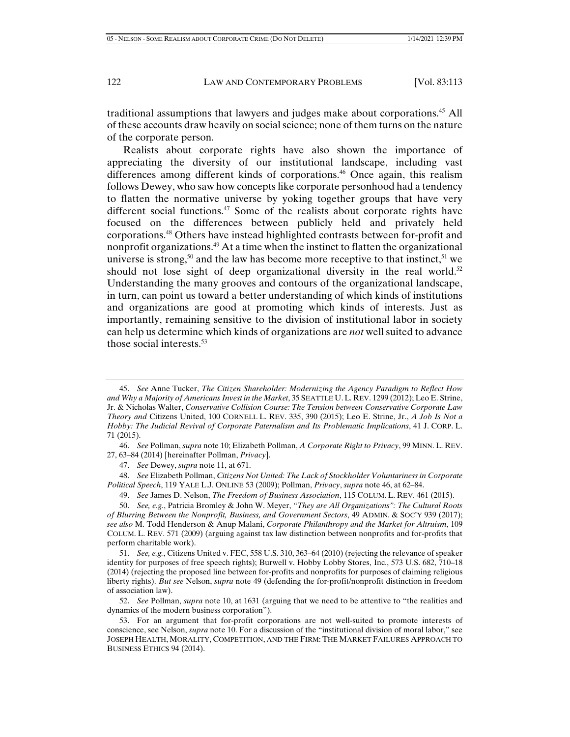traditional assumptions that lawyers and judges make about corporations.[45] All of these accounts draw heavily on social science; none of them turns on the nature of the corporate person.

Realists about corporate rights have also shown the importance of appreciating the diversity of our institutional landscape, including vast differences among different kinds of corporations.[46] Once again, this realism follows Dewey, who saw how concepts like corporate personhood had a tendency to flatten the normative universe by yoking together groups that have very different social functions.[47] Some of the realists about corporate rights have focused on the differences between publicly held and privately held corporations.[48] Others have instead highlighted contrasts between for-profit and nonprofit organizations.[49] At a time when the instinct to flatten the organizational universe is strong,[50] and the law has become more receptive to that instinct,[51] we should not lose sight of deep organizational diversity in the real world.[52] Understanding the many grooves and contours of the organizational landscape, in turn, can point us toward a better understanding of which kinds of institutions and organizations are good at promoting which kinds of interests. Just as importantly, remaining sensitive to the division of institutional labor in society can help us determine which kinds of organizations are *not* well suited to advance those social interests.[53]

---

45. *See* Anne Tucker, *The Citizen Shareholder: Modernizing the Agency Paradigm to Reflect How and Why a Majority of Americans Invest in the Market*, 35 SEATTLE U. L. REV. 1299 (2012); Leo E. Strine, Jr. & Nicholas Walter, *Conservative Collision Course: The Tension between Conservative Corporate Law Theory and* Citizens United, 100 CORNELL L. REV. 335, 390 (2015); Leo E. Strine, Jr., *A Job Is Not a Hobby: The Judicial Revival of Corporate Paternalism and Its Problematic Implications*, 41 J. CORP. L. 71 (2015).

46. *See* Pollman, *supra* note 10; Elizabeth Pollman, *A Corporate Right to Privacy*, 99 MINN. L. REV. 27, 63–84 (2014) [hereinafter Pollman, *Privacy*].

47. *See* Dewey, *supra* note 11, at 671.

48. *See* Elizabeth Pollman, *Citizens Not United: The Lack of Stockholder Voluntariness in Corporate Political Speech*, 119 YALE L.J. ONLINE 53 (2009); Pollman, *Privacy*, *supra* note 46, at 62–84.

49. *See* James D. Nelson, *The Freedom of Business Association*, 115 COLUM. L. REV. 461 (2015).

50. *See, e.g.*, Patricia Bromley & John W. Meyer, *"They are All Organizations": The Cultural Roots of Blurring Between the Nonprofit, Business, and Government Sectors*, 49 ADMIN. & SOC'Y 939 (2017); *see also* M. Todd Henderson & Anup Malani, *Corporate Philanthropy and the Market for Altruism*, 109 COLUM. L. REV. 571 (2009) (arguing against tax law distinction between nonprofits and for-profits that perform charitable work).

51. *See, e.g.*, Citizens United v. FEC, 558 U.S. 310, 363–64 (2010) (rejecting the relevance of speaker identity for purposes of free speech rights); Burwell v. Hobby Lobby Stores, Inc., 573 U.S. 682, 710–18 (2014) (rejecting the proposed line between for-profits and nonprofits for purposes of claiming religious liberty rights). *But see* Nelson, *supra* note 49 (defending the for-profit/nonprofit distinction in freedom of association law).

52. *See* Pollman, *supra* note 10, at 1631 (arguing that we need to be attentive to "the realities and dynamics of the modern business corporation").

53. For an argument that for-profit corporations are not well-suited to promote interests of conscience, see Nelson, *supra* note 10. For a discussion of the "institutional division of moral labor," see JOSEPH HEALTH, MORALITY, COMPETITION, AND THE FIRM: THE MARKET FAILURES APPROACH TO BUSINESS ETHICS 94 (2014).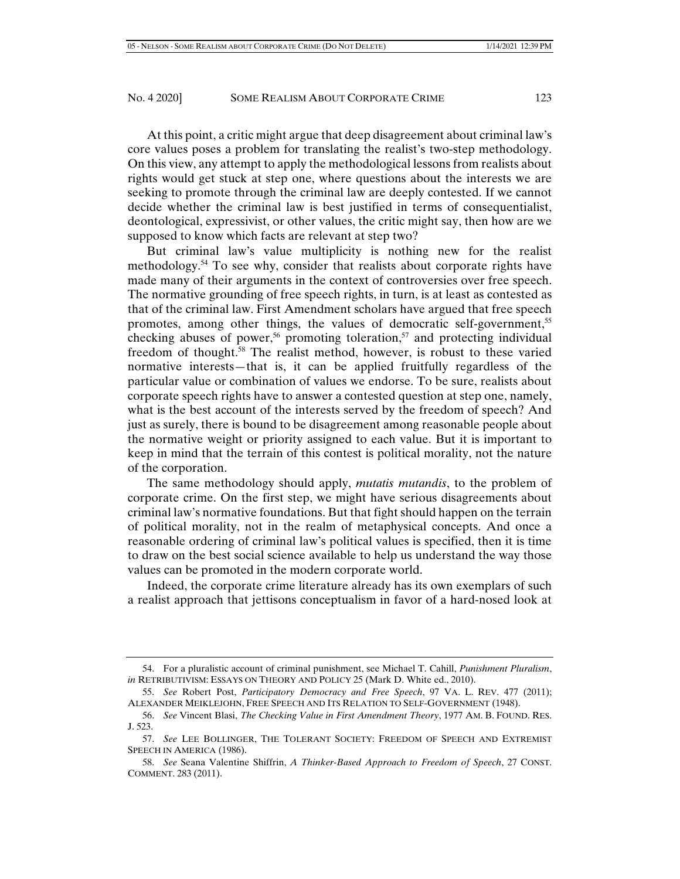At this point, a critic might argue that deep disagreement about criminal law's core values poses a problem for translating the realist's two-step methodology. On this view, any attempt to apply the methodological lessons from realists about rights would get stuck at step one, where questions about the interests we are seeking to promote through the criminal law are deeply contested. If we cannot decide whether the criminal law is best justified in terms of consequentialist, deontological, expressivist, or other values, the critic might say, then how are we supposed to know which facts are relevant at step two?

But criminal law's value multiplicity is nothing new for the realist methodology.[54] To see why, consider that realists about corporate rights have made many of their arguments in the context of controversies over free speech. The normative grounding of free speech rights, in turn, is at least as contested as that of the criminal law. First Amendment scholars have argued that free speech promotes, among other things, the values of democratic self-government,[55] checking abuses of power,[56] promoting toleration,[57] and protecting individual freedom of thought.[58] The realist method, however, is robust to these varied normative interests—that is, it can be applied fruitfully regardless of the particular value or combination of values we endorse. To be sure, realists about corporate speech rights have to answer a contested question at step one, namely, what is the best account of the interests served by the freedom of speech? And just as surely, there is bound to be disagreement among reasonable people about the normative weight or priority assigned to each value. But it is important to keep in mind that the terrain of this contest is political morality, not the nature of the corporation.

The same methodology should apply, *mutatis mutandis*, to the problem of corporate crime. On the first step, we might have serious disagreements about criminal law's normative foundations. But that fight should happen on the terrain of political morality, not in the realm of metaphysical concepts. And once a reasonable ordering of criminal law's political values is specified, then it is time to draw on the best social science available to help us understand the way those values can be promoted in the modern corporate world.

Indeed, the corporate crime literature already has its own exemplars of such a realist approach that jettisons conceptualism in favor of a hard-nosed look at

---

54. For a pluralistic account of criminal punishment, see Michael T. Cahill, *Punishment Pluralism*, *in* RETRIBUTIVISM: ESSAYS ON THEORY AND POLICY 25 (Mark D. White ed., 2010).

55. *See* Robert Post, *Participatory Democracy and Free Speech*, 97 VA. L. REV. 477 (2011); ALEXANDER MEIKLEJOHN, FREE SPEECH AND ITS RELATION TO SELF-GOVERNMENT (1948).

56. *See* Vincent Blasi, *The Checking Value in First Amendment Theory*, 1977 AM. B. FOUND. RES. J. 523.

57. *See* LEE BOLLINGER, THE TOLERANT SOCIETY: FREEDOM OF SPEECH AND EXTREMIST SPEECH IN AMERICA (1986).

58. *See* Seana Valentine Shiffrin, *A Thinker-Based Approach to Freedom of Speech*, 27 CONST. COMMENT. 283 (2011).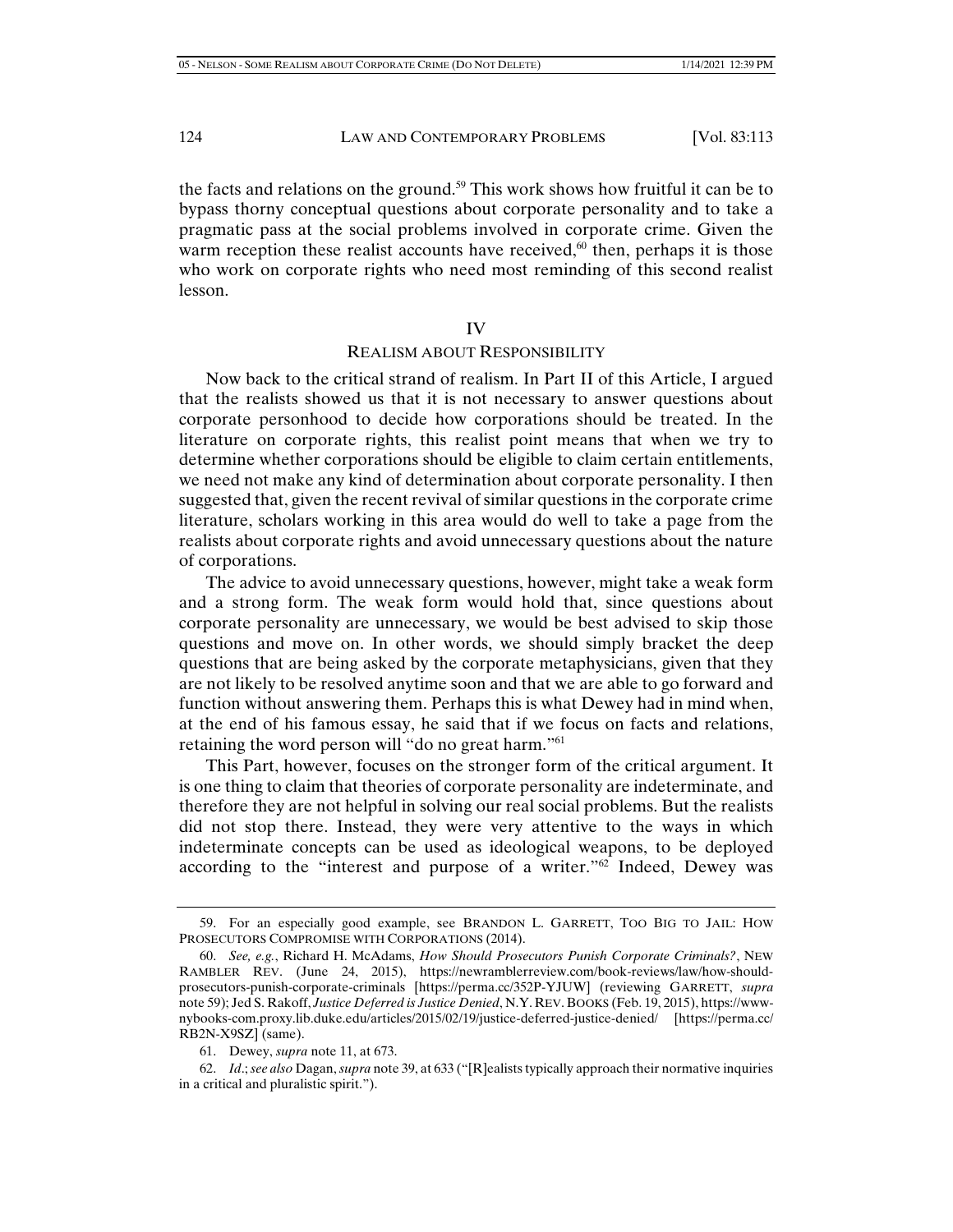the facts and relations on the ground.[59] This work shows how fruitful it can be to bypass thorny conceptual questions about corporate personality and to take a pragmatic pass at the social problems involved in corporate crime. Given the warm reception these realist accounts have received,[60] then, perhaps it is those who work on corporate rights who need most reminding of this second realist lesson.

## IV
## REALISM ABOUT RESPONSIBILITY

Now back to the critical strand of realism. In Part II of this Article, I argued that the realists showed us that it is not necessary to answer questions about corporate personhood to decide how corporations should be treated. In the literature on corporate rights, this realist point means that when we try to determine whether corporations should be eligible to claim certain entitlements, we need not make any kind of determination about corporate personality. I then suggested that, given the recent revival of similar questions in the corporate crime literature, scholars working in this area would do well to take a page from the realists about corporate rights and avoid unnecessary questions about the nature of corporations.

The advice to avoid unnecessary questions, however, might take a weak form and a strong form. The weak form would hold that, since questions about corporate personality are unnecessary, we would be best advised to skip those questions and move on. In other words, we should simply bracket the deep questions that are being asked by the corporate metaphysicians, given that they are not likely to be resolved anytime soon and that we are able to go forward and function without answering them. Perhaps this is what Dewey had in mind when, at the end of his famous essay, he said that if we focus on facts and relations, retaining the word person will "do no great harm."[61]

This Part, however, focuses on the stronger form of the critical argument. It is one thing to claim that theories of corporate personality are indeterminate, and therefore they are not helpful in solving our real social problems. But the realists did not stop there. Instead, they were very attentive to the ways in which indeterminate concepts can be used as ideological weapons, to be deployed according to the "interest and purpose of a writer."[62] Indeed, Dewey was

---

59. For an especially good example, see BRANDON L. GARRETT, TOO BIG TO JAIL: HOW PROSECUTORS COMPROMISE WITH CORPORATIONS (2014).

60. *See, e.g.*, Richard H. McAdams, *How Should Prosecutors Punish Corporate Criminals?*, NEW RAMBLER REV. (June 24, 2015), https://newramblerreview.com/book-reviews/law/how-should-prosecutors-punish-corporate-criminals [https://perma.cc/352P-YJUW] (reviewing GARRETT, *supra* note 59); Jed S. Rakoff, *Justice Deferred is Justice Denied*, N.Y. REV. BOOKS (Feb. 19, 2015), https://www-nybooks-com.proxy.lib.duke.edu/articles/2015/02/19/justice-deferred-justice-denied/ [https://perma.cc/RB2N-X9SZ] (same).

61. Dewey, *supra* note 11, at 673.

62. *Id*.; *see also* Dagan, *supra* note 39, at 633 ("[R]ealists typically approach their normative inquiries in a critical and pluralistic spirit.").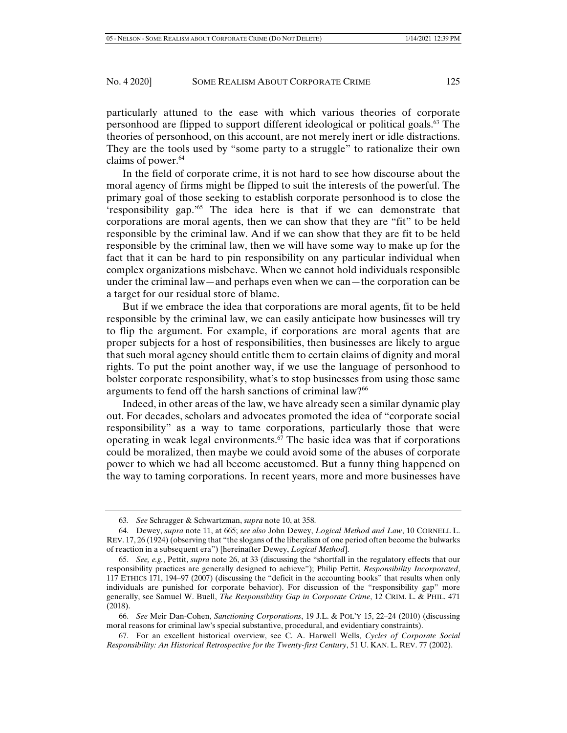particularly attuned to the ease with which various theories of corporate personhood are flipped to support different ideological or political goals.[63] The theories of personhood, on this account, are not merely inert or idle distractions. They are the tools used by "some party to a struggle" to rationalize their own claims of power.[64]

In the field of corporate crime, it is not hard to see how discourse about the moral agency of firms might be flipped to suit the interests of the powerful. The primary goal of those seeking to establish corporate personhood is to close the 'responsibility gap.'[65] The idea here is that if we can demonstrate that corporations are moral agents, then we can show that they are "fit" to be held responsible by the criminal law. And if we can show that they are fit to be held responsible by the criminal law, then we will have some way to make up for the fact that it can be hard to pin responsibility on any particular individual when complex organizations misbehave. When we cannot hold individuals responsible under the criminal law—and perhaps even when we can—the corporation can be a target for our residual store of blame.

But if we embrace the idea that corporations are moral agents, fit to be held responsible by the criminal law, we can easily anticipate how businesses will try to flip the argument. For example, if corporations are moral agents that are proper subjects for a host of responsibilities, then businesses are likely to argue that such moral agency should entitle them to certain claims of dignity and moral rights. To put the point another way, if we use the language of personhood to bolster corporate responsibility, what's to stop businesses from using those same arguments to fend off the harsh sanctions of criminal law?[66]

Indeed, in other areas of the law, we have already seen a similar dynamic play out. For decades, scholars and advocates promoted the idea of "corporate social responsibility" as a way to tame corporations, particularly those that were operating in weak legal environments.[67] The basic idea was that if corporations could be moralized, then maybe we could avoid some of the abuses of corporate power to which we had all become accustomed. But a funny thing happened on the way to taming corporations. In recent years, more and more businesses have

---

63. *See* Schragger & Schwartzman, *supra* note 10, at 358.

64. Dewey, *supra* note 11, at 665; *see also* John Dewey, *Logical Method and Law*, 10 CORNELL L. REV. 17, 26 (1924) (observing that "the slogans of the liberalism of one period often become the bulwarks of reaction in a subsequent era") [hereinafter Dewey, *Logical Method*].

65. *See, e.g.*, Pettit, *supra* note 26, at 33 (discussing the "shortfall in the regulatory effects that our responsibility practices are generally designed to achieve"); Philip Pettit, *Responsibility Incorporated*, 117 ETHICS 171, 194–97 (2007) (discussing the "deficit in the accounting books" that results when only individuals are punished for corporate behavior). For discussion of the "responsibility gap" more generally, see Samuel W. Buell, *The Responsibility Gap in Corporate Crime*, 12 CRIM. L. & PHIL. 471 (2018).

66. *See* Meir Dan-Cohen, *Sanctioning Corporations*, 19 J.L. & POL'Y 15, 22–24 (2010) (discussing moral reasons for criminal law's special substantive, procedural, and evidentiary constraints).

67. For an excellent historical overview, see C. A. Harwell Wells, *Cycles of Corporate Social Responsibility: An Historical Retrospective for the Twenty-first Century*, 51 U. KAN. L. REV. 77 (2002).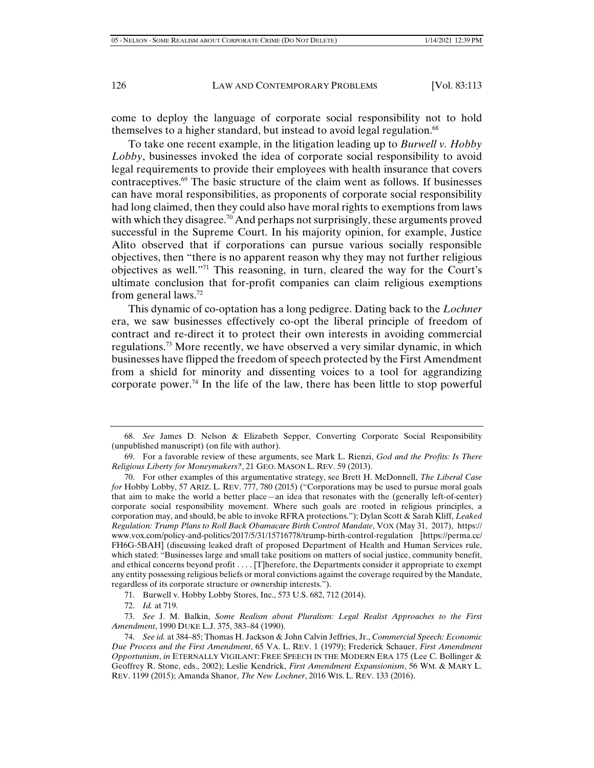come to deploy the language of corporate social responsibility not to hold themselves to a higher standard, but instead to avoid legal regulation.[68]

To take one recent example, in the litigation leading up to *Burwell v. Hobby Lobby*, businesses invoked the idea of corporate social responsibility to avoid legal requirements to provide their employees with health insurance that covers contraceptives.[69] The basic structure of the claim went as follows. If businesses can have moral responsibilities, as proponents of corporate social responsibility had long claimed, then they could also have moral rights to exemptions from laws with which they disagree.[70] And perhaps not surprisingly, these arguments proved successful in the Supreme Court. In his majority opinion, for example, Justice Alito observed that if corporations can pursue various socially responsible objectives, then "there is no apparent reason why they may not further religious objectives as well."[71] This reasoning, in turn, cleared the way for the Court's ultimate conclusion that for-profit companies can claim religious exemptions from general laws.[72]

This dynamic of co-optation has a long pedigree. Dating back to the *Lochner* era, we saw businesses effectively co-opt the liberal principle of freedom of contract and re-direct it to protect their own interests in avoiding commercial regulations.[73] More recently, we have observed a very similar dynamic, in which businesses have flipped the freedom of speech protected by the First Amendment from a shield for minority and dissenting voices to a tool for aggrandizing corporate power.[74] In the life of the law, there has been little to stop powerful

---

68. *See* James D. Nelson & Elizabeth Sepper, Converting Corporate Social Responsibility (unpublished manuscript) (on file with author).

69. For a favorable review of these arguments, see Mark L. Rienzi, *God and the Profits: Is There Religious Liberty for Moneymakers?*, 21 GEO. MASON L. REV. 59 (2013).

70. For other examples of this argumentative strategy, see Brett H. McDonnell, *The Liberal Case for* Hobby Lobby, 57 ARIZ. L. REV. 777, 780 (2015) ("Corporations may be used to pursue moral goals that aim to make the world a better place—an idea that resonates with the (generally left-of-center) corporate social responsibility movement. Where such goals are rooted in religious principles, a corporation may, and should, be able to invoke RFRA protections."); Dylan Scott & Sarah Kliff, *Leaked Regulation: Trump Plans to Roll Back Obamacare Birth Control Mandate*, VOX (May 31, 2017), https://www.vox.com/policy-and-politics/2017/5/31/15716778/trump-birth-control-regulation [https://perma.cc/FH6G-5BAH] (discussing leaked draft of proposed Department of Health and Human Services rule, which stated: "Businesses large and small take positions on matters of social justice, community benefit, and ethical concerns beyond profit . . . . [T]herefore, the Departments consider it appropriate to exempt any entity possessing religious beliefs or moral convictions against the coverage required by the Mandate, regardless of its corporate structure or ownership interests.").

71. Burwell v. Hobby Lobby Stores, Inc., 573 U.S. 682, 712 (2014).

72. *Id.* at 719.

73. *See* J. M. Balkin, *Some Realism about Pluralism: Legal Realist Approaches to the First Amendment*, 1990 DUKE L.J. 375, 383–84 (1990).

74. *See id.* at 384–85; Thomas H. Jackson & John Calvin Jeffries, Jr., *Commercial Speech: Economic Due Process and the First Amendment*, 65 VA. L. REV. 1 (1979); Frederick Schauer, *First Amendment Opportunism*, *in* ETERNALLY VIGILANT: FREE SPEECH IN THE MODERN ERA 175 (Lee C. Bollinger & Geoffrey R. Stone, eds., 2002); Leslie Kendrick, *First Amendment Expansionism*, 56 WM. & MARY L. REV. 1199 (2015); Amanda Shanor, *The New Lochner*, 2016 WIS. L. REV. 133 (2016).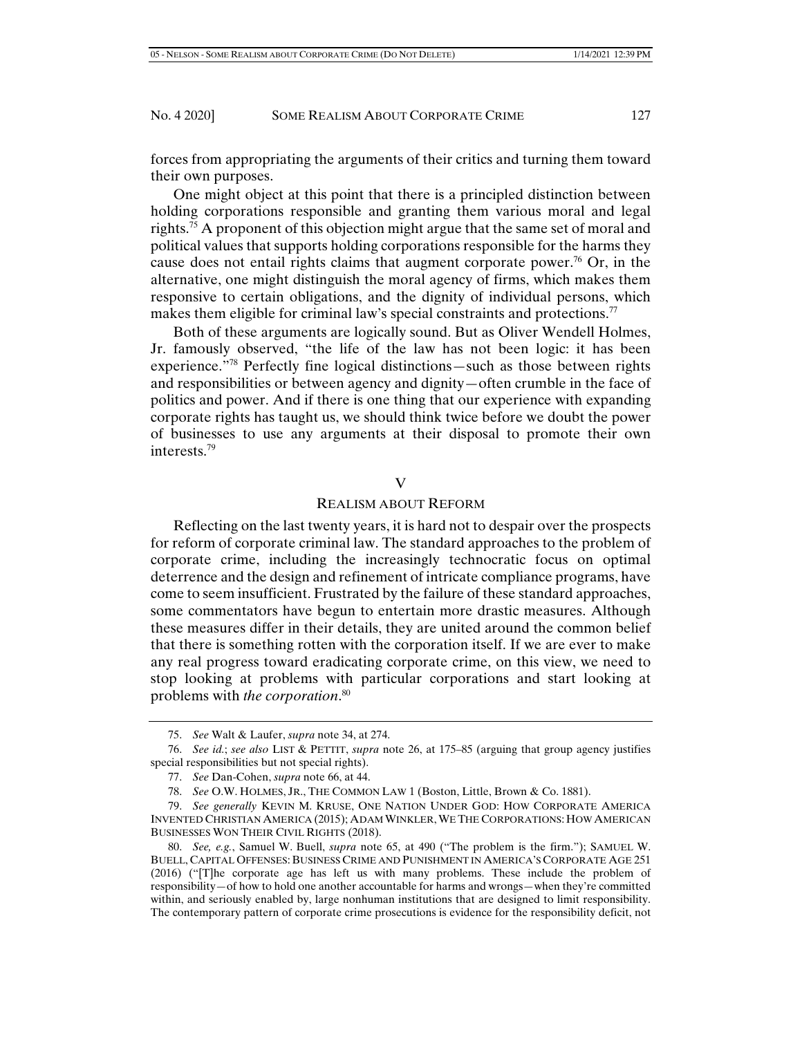forces from appropriating the arguments of their critics and turning them toward their own purposes.

One might object at this point that there is a principled distinction between holding corporations responsible and granting them various moral and legal rights.[75] A proponent of this objection might argue that the same set of moral and political values that supports holding corporations responsible for the harms they cause does not entail rights claims that augment corporate power.[76] Or, in the alternative, one might distinguish the moral agency of firms, which makes them responsive to certain obligations, and the dignity of individual persons, which makes them eligible for criminal law's special constraints and protections.[77]

Both of these arguments are logically sound. But as Oliver Wendell Holmes, Jr. famously observed, "the life of the law has not been logic: it has been experience."[78] Perfectly fine logical distinctions—such as those between rights and responsibilities or between agency and dignity—often crumble in the face of politics and power. And if there is one thing that our experience with expanding corporate rights has taught us, we should think twice before we doubt the power of businesses to use any arguments at their disposal to promote their own interests.[79]

## V

## REALISM ABOUT REFORM

Reflecting on the last twenty years, it is hard not to despair over the prospects for reform of corporate criminal law. The standard approaches to the problem of corporate crime, including the increasingly technocratic focus on optimal deterrence and the design and refinement of intricate compliance programs, have come to seem insufficient. Frustrated by the failure of these standard approaches, some commentators have begun to entertain more drastic measures. Although these measures differ in their details, they are united around the common belief that there is something rotten with the corporation itself. If we are ever to make any real progress toward eradicating corporate crime, on this view, we need to stop looking at problems with particular corporations and start looking at problems with *the corporation*.[80]

---

75. *See* Walt & Laufer, *supra* note 34, at 274.

76. *See id.*; *see also* LIST & PETTIT, *supra* note 26, at 175–85 (arguing that group agency justifies special responsibilities but not special rights).

77. *See* Dan-Cohen, *supra* note 66, at 44.

78. *See* O.W. HOLMES, JR., THE COMMON LAW 1 (Boston, Little, Brown & Co. 1881).

79. *See generally* KEVIN M. KRUSE, ONE NATION UNDER GOD: HOW CORPORATE AMERICA INVENTED CHRISTIAN AMERICA (2015); ADAM WINKLER, WE THE CORPORATIONS: HOW AMERICAN BUSINESSES WON THEIR CIVIL RIGHTS (2018).

80. *See, e.g.*, Samuel W. Buell, *supra* note 65, at 490 ("The problem is the firm."); SAMUEL W. BUELL, CAPITAL OFFENSES: BUSINESS CRIME AND PUNISHMENT IN AMERICA'S CORPORATE AGE 251 (2016) ("[T]he corporate age has left us with many problems. These include the problem of responsibility—of how to hold one another accountable for harms and wrongs—when they're committed within, and seriously enabled by, large nonhuman institutions that are designed to limit responsibility. The contemporary pattern of corporate crime prosecutions is evidence for the responsibility deficit, not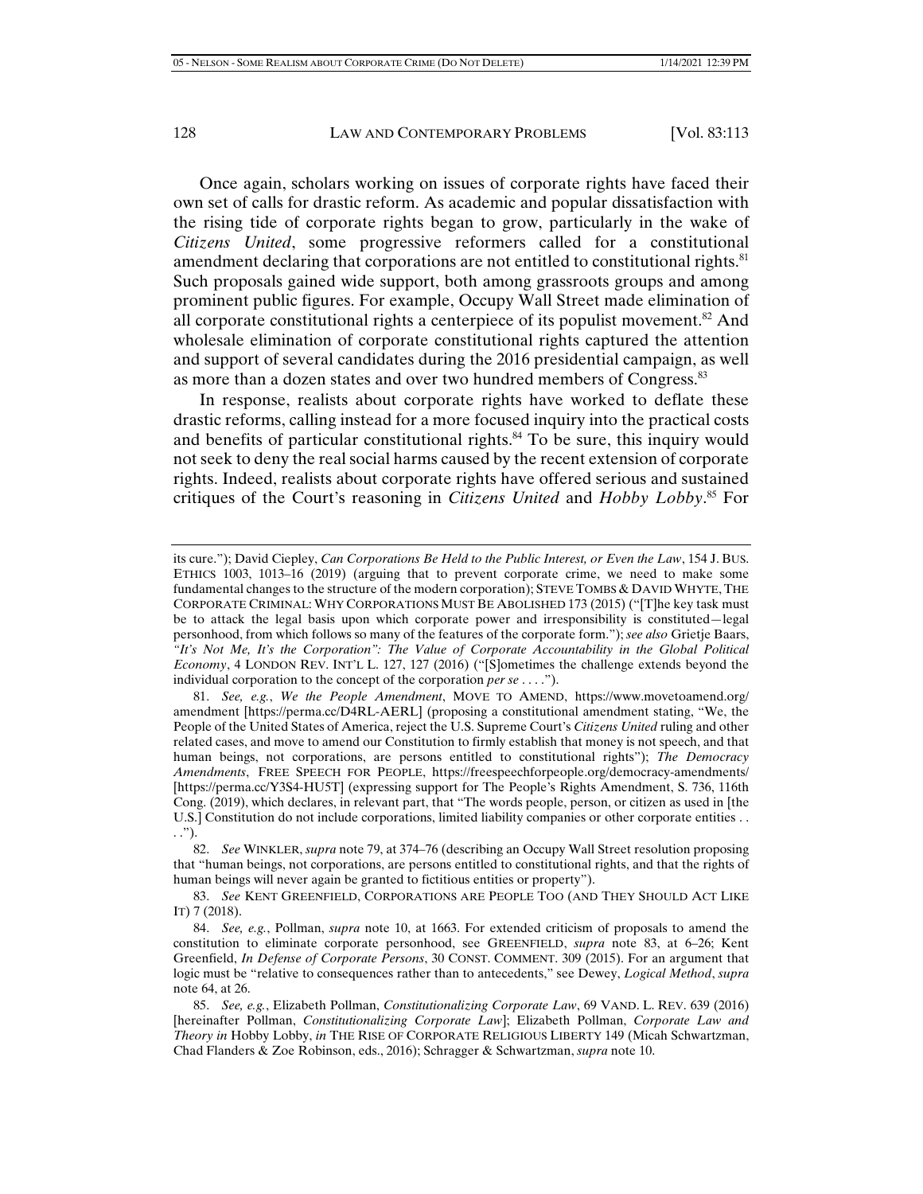Once again, scholars working on issues of corporate rights have faced their own set of calls for drastic reform. As academic and popular dissatisfaction with the rising tide of corporate rights began to grow, particularly in the wake of *Citizens United*, some progressive reformers called for a constitutional amendment declaring that corporations are not entitled to constitutional rights.[81] Such proposals gained wide support, both among grassroots groups and among prominent public figures. For example, Occupy Wall Street made elimination of all corporate constitutional rights a centerpiece of its populist movement.[82] And wholesale elimination of corporate constitutional rights captured the attention and support of several candidates during the 2016 presidential campaign, as well as more than a dozen states and over two hundred members of Congress.[83]

In response, realists about corporate rights have worked to deflate these drastic reforms, calling instead for a more focused inquiry into the practical costs and benefits of particular constitutional rights.[84] To be sure, this inquiry would not seek to deny the real social harms caused by the recent extension of corporate rights. Indeed, realists about corporate rights have offered serious and sustained critiques of the Court's reasoning in *Citizens United* and *Hobby Lobby*.[85] For

---

its cure."); David Ciepley, *Can Corporations Be Held to the Public Interest, or Even the Law*, 154 J. BUS. ETHICS 1003, 1013–16 (2019) (arguing that to prevent corporate crime, we need to make some fundamental changes to the structure of the modern corporation); STEVE TOMBS & DAVID WHYTE, THE CORPORATE CRIMINAL: WHY CORPORATIONS MUST BE ABOLISHED 173 (2015) ("[T]he key task must be to attack the legal basis upon which corporate power and irresponsibility is constituted—legal personhood, from which follows so many of the features of the corporate form."); *see also* Grietje Baars, *"It's Not Me, It's the Corporation": The Value of Corporate Accountability in the Global Political Economy*, 4 LONDON REV. INT'L L. 127, 127 (2016) ("[S]ometimes the challenge extends beyond the individual corporation to the concept of the corporation *per se* . . . .").

81. *See, e.g.*, *We the People Amendment*, MOVE TO AMEND, https://www.movetoamend.org/amendment [https://perma.cc/D4RL-AERL] (proposing a constitutional amendment stating, "We, the People of the United States of America, reject the U.S. Supreme Court's *Citizens United* ruling and other related cases, and move to amend our Constitution to firmly establish that money is not speech, and that human beings, not corporations, are persons entitled to constitutional rights"); *The Democracy Amendments*, FREE SPEECH FOR PEOPLE, https://freespeechforpeople.org/democracy-amendments/ [https://perma.cc/Y3S4-HU5T] (expressing support for The People's Rights Amendment, S. 736, 116th Cong. (2019), which declares, in relevant part, that "The words people, person, or citizen as used in [the U.S.] Constitution do not include corporations, limited liability companies or other corporate entities . . . .").

82. *See* WINKLER, *supra* note 79, at 374–76 (describing an Occupy Wall Street resolution proposing that "human beings, not corporations, are persons entitled to constitutional rights, and that the rights of human beings will never again be granted to fictitious entities or property").

83. *See* KENT GREENFIELD, CORPORATIONS ARE PEOPLE TOO (AND THEY SHOULD ACT LIKE IT) 7 (2018).

84. *See, e.g.*, Pollman, *supra* note 10, at 1663. For extended criticism of proposals to amend the constitution to eliminate corporate personhood, see GREENFIELD, *supra* note 83, at 6–26; Kent Greenfield, *In Defense of Corporate Persons*, 30 CONST. COMMENT. 309 (2015). For an argument that logic must be "relative to consequences rather than to antecedents," see Dewey, *Logical Method*, *supra* note 64, at 26.

85. *See, e.g.*, Elizabeth Pollman, *Constitutionalizing Corporate Law*, 69 VAND. L. REV. 639 (2016) [hereinafter Pollman, *Constitutionalizing Corporate Law*]; Elizabeth Pollman, *Corporate Law and Theory in* Hobby Lobby, *in* THE RISE OF CORPORATE RELIGIOUS LIBERTY 149 (Micah Schwartzman, Chad Flanders & Zoe Robinson, eds., 2016); Schragger & Schwartzman, *supra* note 10.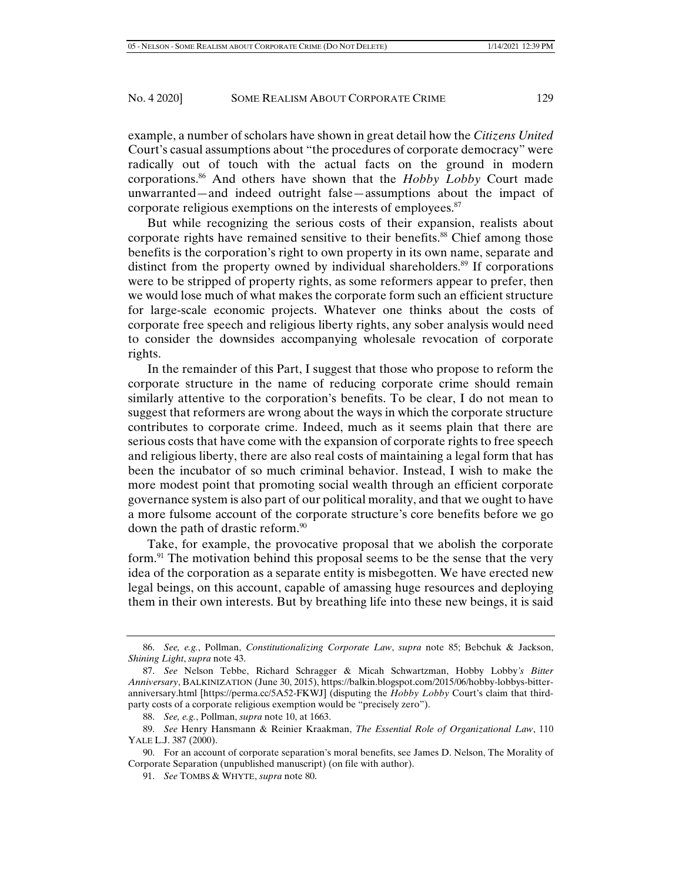example, a number of scholars have shown in great detail how the *Citizens United* Court's casual assumptions about "the procedures of corporate democracy" were radically out of touch with the actual facts on the ground in modern corporations.[86] And others have shown that the *Hobby Lobby* Court made unwarranted—and indeed outright false—assumptions about the impact of corporate religious exemptions on the interests of employees.[87]

But while recognizing the serious costs of their expansion, realists about corporate rights have remained sensitive to their benefits.[88] Chief among those benefits is the corporation's right to own property in its own name, separate and distinct from the property owned by individual shareholders.[89] If corporations were to be stripped of property rights, as some reformers appear to prefer, then we would lose much of what makes the corporate form such an efficient structure for large-scale economic projects. Whatever one thinks about the costs of corporate free speech and religious liberty rights, any sober analysis would need to consider the downsides accompanying wholesale revocation of corporate rights.

In the remainder of this Part, I suggest that those who propose to reform the corporate structure in the name of reducing corporate crime should remain similarly attentive to the corporation's benefits. To be clear, I do not mean to suggest that reformers are wrong about the ways in which the corporate structure contributes to corporate crime. Indeed, much as it seems plain that there are serious costs that have come with the expansion of corporate rights to free speech and religious liberty, there are also real costs of maintaining a legal form that has been the incubator of so much criminal behavior. Instead, I wish to make the more modest point that promoting social wealth through an efficient corporate governance system is also part of our political morality, and that we ought to have a more fulsome account of the corporate structure's core benefits before we go down the path of drastic reform.[90]

Take, for example, the provocative proposal that we abolish the corporate form.[91] The motivation behind this proposal seems to be the sense that the very idea of the corporation as a separate entity is misbegotten. We have erected new legal beings, on this account, capable of amassing huge resources and deploying them in their own interests. But by breathing life into these new beings, it is said

---

86. *See, e.g.*, Pollman, *Constitutionalizing Corporate Law*, *supra* note 85; Bebchuk & Jackson, *Shining Light*, *supra* note 43.

87. *See* Nelson Tebbe, Richard Schragger & Micah Schwartzman, Hobby Lobby*'s Bitter Anniversary*, BALKINIZATION (June 30, 2015), https://balkin.blogspot.com/2015/06/hobby-lobbys-bitter-anniversary.html [https://perma.cc/5A52-FKWJ] (disputing the *Hobby Lobby* Court's claim that third-party costs of a corporate religious exemption would be "precisely zero").

88. *See, e.g.*, Pollman, *supra* note 10, at 1663.

89. *See* Henry Hansmann & Reinier Kraakman, *The Essential Role of Organizational Law*, 110 YALE L.J. 387 (2000).

90. For an account of corporate separation's moral benefits, see James D. Nelson, The Morality of Corporate Separation (unpublished manuscript) (on file with author).

91. *See* TOMBS & WHYTE, *supra* note 80.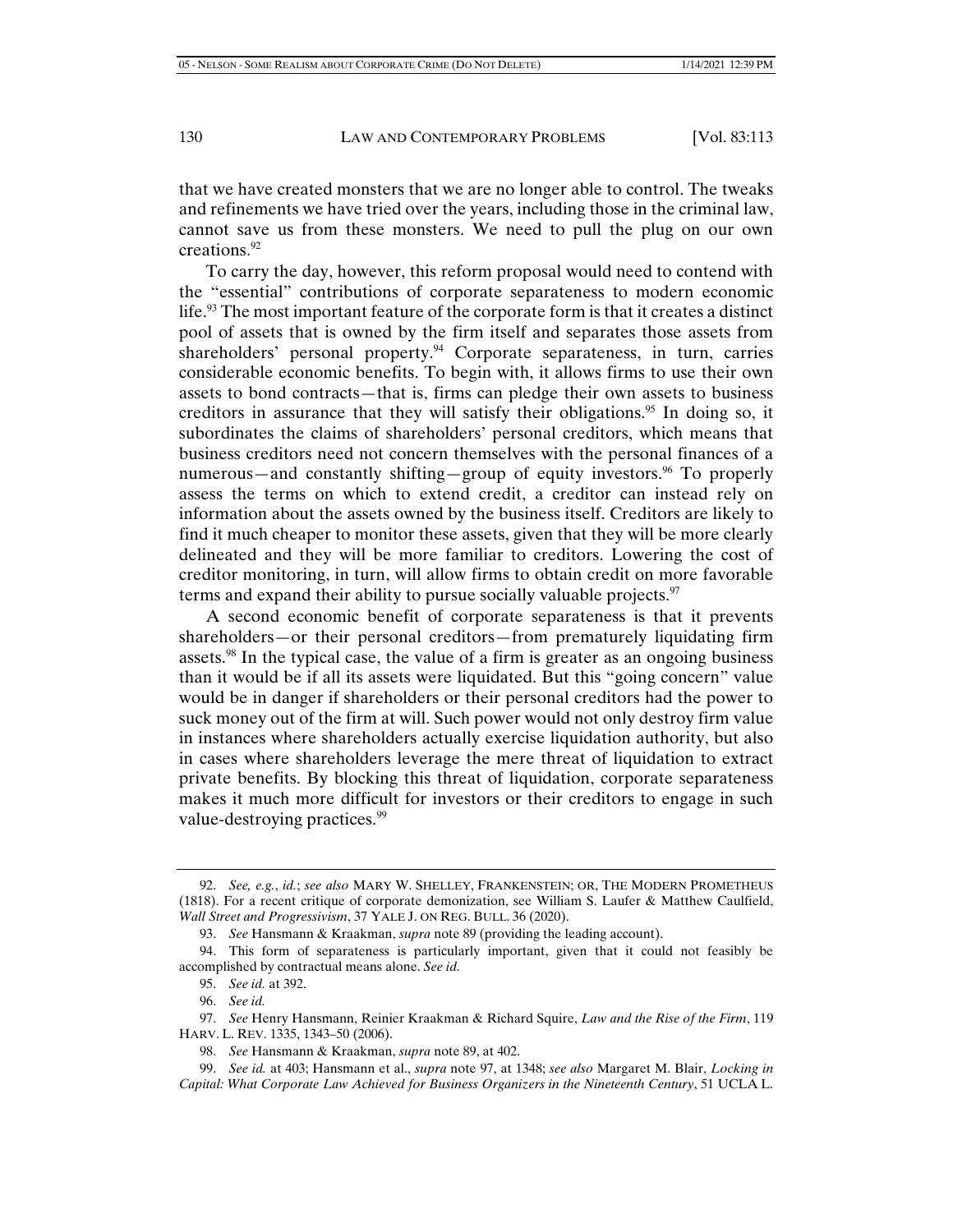that we have created monsters that we are no longer able to control. The tweaks and refinements we have tried over the years, including those in the criminal law, cannot save us from these monsters. We need to pull the plug on our own creations.[92]

To carry the day, however, this reform proposal would need to contend with the "essential" contributions of corporate separateness to modern economic life.[93] The most important feature of the corporate form is that it creates a distinct pool of assets that is owned by the firm itself and separates those assets from shareholders' personal property.[94] Corporate separateness, in turn, carries considerable economic benefits. To begin with, it allows firms to use their own assets to bond contracts—that is, firms can pledge their own assets to business creditors in assurance that they will satisfy their obligations.[95] In doing so, it subordinates the claims of shareholders' personal creditors, which means that business creditors need not concern themselves with the personal finances of a numerous—and constantly shifting—group of equity investors.[96] To properly assess the terms on which to extend credit, a creditor can instead rely on information about the assets owned by the business itself. Creditors are likely to find it much cheaper to monitor these assets, given that they will be more clearly delineated and they will be more familiar to creditors. Lowering the cost of creditor monitoring, in turn, will allow firms to obtain credit on more favorable terms and expand their ability to pursue socially valuable projects.[97]

A second economic benefit of corporate separateness is that it prevents shareholders—or their personal creditors—from prematurely liquidating firm assets.[98] In the typical case, the value of a firm is greater as an ongoing business than it would be if all its assets were liquidated. But this "going concern" value would be in danger if shareholders or their personal creditors had the power to suck money out of the firm at will. Such power would not only destroy firm value in instances where shareholders actually exercise liquidation authority, but also in cases where shareholders leverage the mere threat of liquidation to extract private benefits. By blocking this threat of liquidation, corporate separateness makes it much more difficult for investors or their creditors to engage in such value-destroying practices.[99]

---

92. *See, e.g.*, *id.*; *see also* MARY W. SHELLEY, FRANKENSTEIN; OR, THE MODERN PROMETHEUS (1818). For a recent critique of corporate demonization, see William S. Laufer & Matthew Caulfield, *Wall Street and Progressivism*, 37 YALE J. ON REG. BULL. 36 (2020).

93. *See* Hansmann & Kraakman, *supra* note 89 (providing the leading account).

94. This form of separateness is particularly important, given that it could not feasibly be accomplished by contractual means alone. *See id.*

95. *See id.* at 392.

96. *See id.*

97. *See* Henry Hansmann, Reinier Kraakman & Richard Squire, *Law and the Rise of the Firm*, 119 HARV. L. REV. 1335, 1343–50 (2006).

98. *See* Hansmann & Kraakman, *supra* note 89, at 402.

99. *See id.* at 403; Hansmann et al., *supra* note 97, at 1348; *see also* Margaret M. Blair, *Locking in Capital: What Corporate Law Achieved for Business Organizers in the Nineteenth Century*, 51 UCLA L.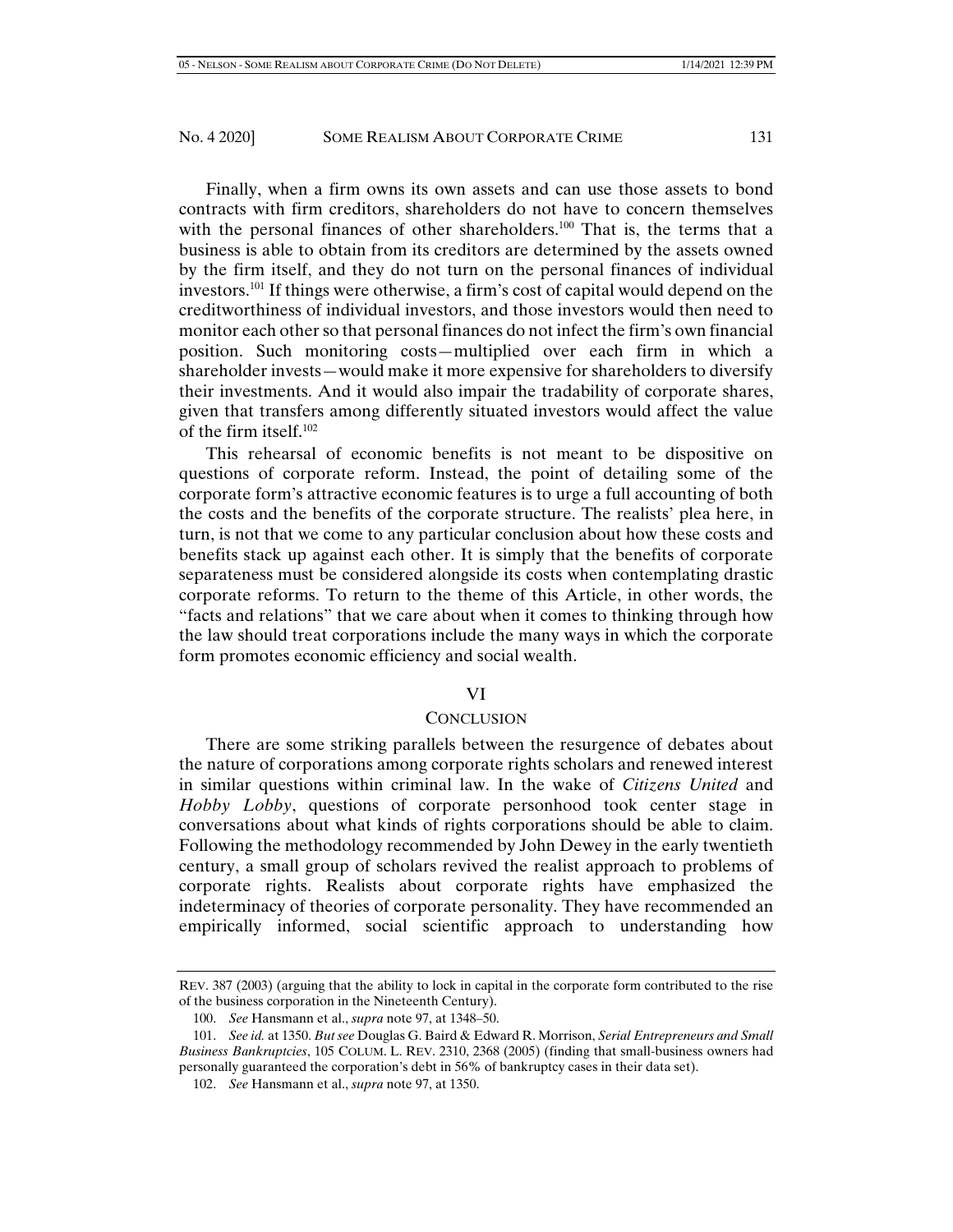Finally, when a firm owns its own assets and can use those assets to bond contracts with firm creditors, shareholders do not have to concern themselves with the personal finances of other shareholders.[100] That is, the terms that a business is able to obtain from its creditors are determined by the assets owned by the firm itself, and they do not turn on the personal finances of individual investors.[101] If things were otherwise, a firm's cost of capital would depend on the creditworthiness of individual investors, and those investors would then need to monitor each other so that personal finances do not infect the firm's own financial position. Such monitoring costs—multiplied over each firm in which a shareholder invests—would make it more expensive for shareholders to diversify their investments. And it would also impair the tradability of corporate shares, given that transfers among differently situated investors would affect the value of the firm itself.[102]

This rehearsal of economic benefits is not meant to be dispositive on questions of corporate reform. Instead, the point of detailing some of the corporate form's attractive economic features is to urge a full accounting of both the costs and the benefits of the corporate structure. The realists' plea here, in turn, is not that we come to any particular conclusion about how these costs and benefits stack up against each other. It is simply that the benefits of corporate separateness must be considered alongside its costs when contemplating drastic corporate reforms. To return to the theme of this Article, in other words, the "facts and relations" that we care about when it comes to thinking through how the law should treat corporations include the many ways in which the corporate form promotes economic efficiency and social wealth.

## VI

## CONCLUSION

There are some striking parallels between the resurgence of debates about the nature of corporations among corporate rights scholars and renewed interest in similar questions within criminal law. In the wake of *Citizens United* and *Hobby Lobby*, questions of corporate personhood took center stage in conversations about what kinds of rights corporations should be able to claim. Following the methodology recommended by John Dewey in the early twentieth century, a small group of scholars revived the realist approach to problems of corporate rights. Realists about corporate rights have emphasized the indeterminacy of theories of corporate personality. They have recommended an empirically informed, social scientific approach to understanding how

---

REV. 387 (2003) (arguing that the ability to lock in capital in the corporate form contributed to the rise of the business corporation in the Nineteenth Century).

100. *See* Hansmann et al., *supra* note 97, at 1348–50.

101. *See id.* at 1350. *But see* Douglas G. Baird & Edward R. Morrison, *Serial Entrepreneurs and Small Business Bankruptcies*, 105 COLUM. L. REV. 2310, 2368 (2005) (finding that small-business owners had personally guaranteed the corporation's debt in 56% of bankruptcy cases in their data set).

102. *See* Hansmann et al., *supra* note 97, at 1350.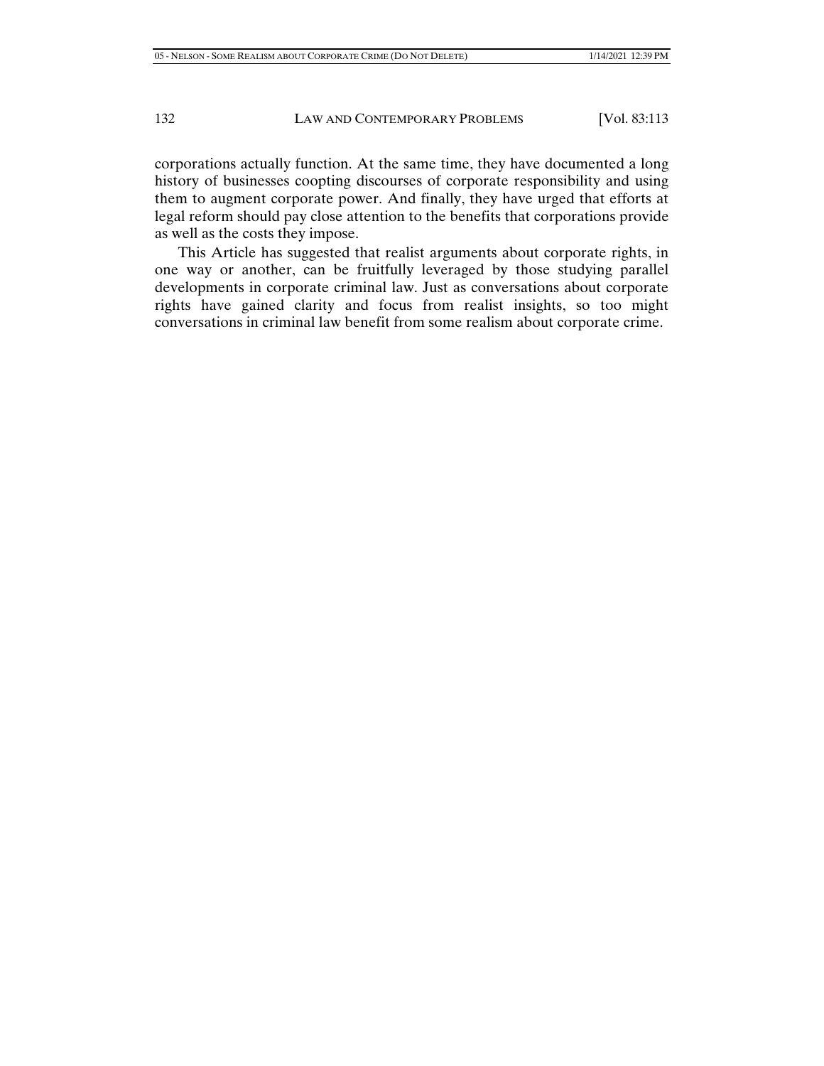corporations actually function. At the same time, they have documented a long history of businesses coopting discourses of corporate responsibility and using them to augment corporate power. And finally, they have urged that efforts at legal reform should pay close attention to the benefits that corporations provide as well as the costs they impose.

This Article has suggested that realist arguments about corporate rights, in one way or another, can be fruitfully leveraged by those studying parallel developments in corporate criminal law. Just as conversations about corporate rights have gained clarity and focus from realist insights, so too might conversations in criminal law benefit from some realism about corporate crime.